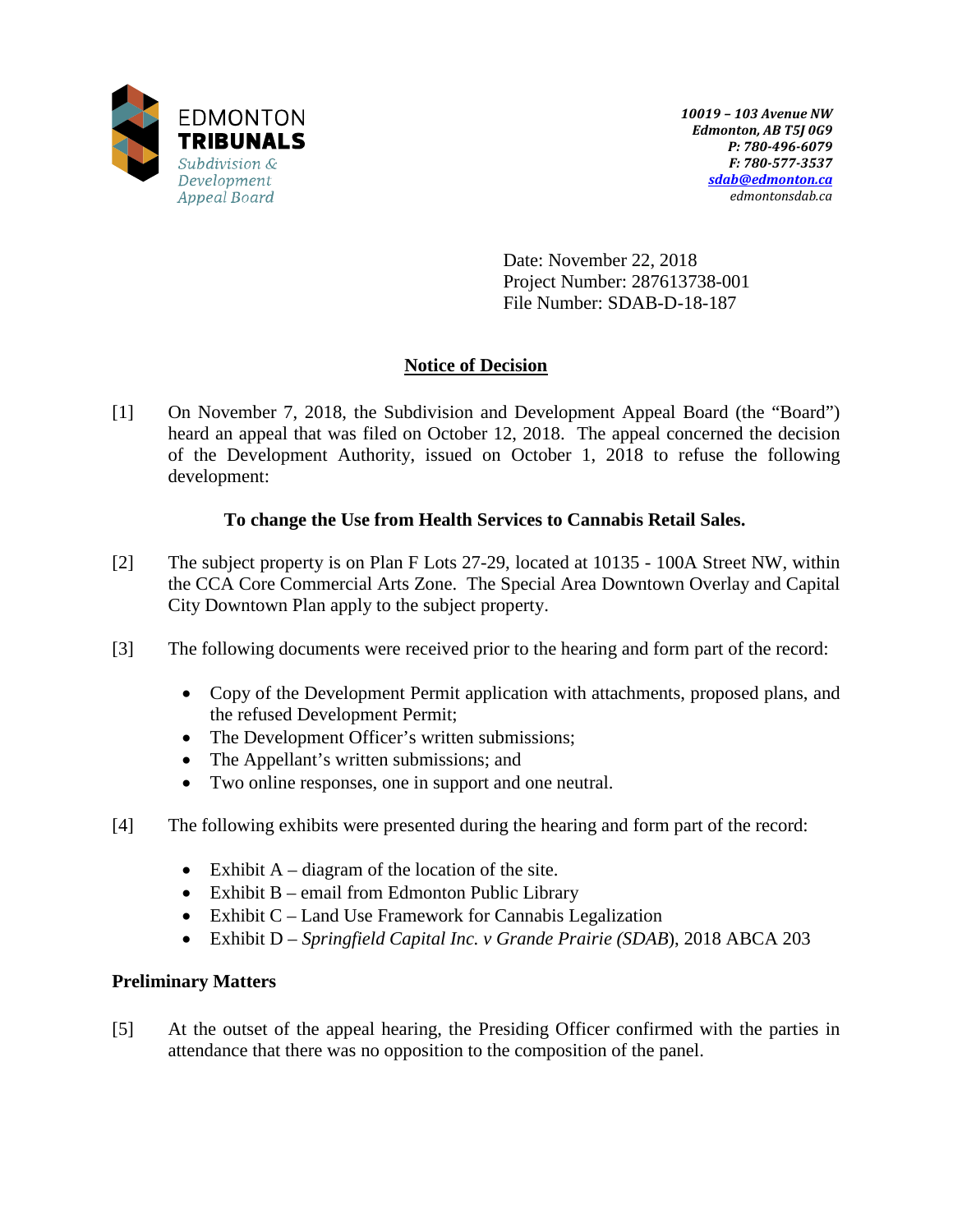EDMONTON
**TRIBUNALS**
*Subdivision & Development Appeal Board*

*10019 – 103 Avenue NW*
*Edmonton, AB T5J 0G9*
*P: 780-496-6079*
*F: 780-577-3537*
*sdab@edmonton.ca*
*edmontonsdab.ca*

Date: November 22, 2018
Project Number: 287613738-001
File Number: SDAB-D-18-187

## Notice of Decision

[1] On November 7, 2018, the Subdivision and Development Appeal Board (the "Board") heard an appeal that was filed on October 12, 2018. The appeal concerned the decision of the Development Authority, issued on October 1, 2018 to refuse the following development:

**To change the Use from Health Services to Cannabis Retail Sales.**

[2] The subject property is on Plan F Lots 27-29, located at 10135 - 100A Street NW, within the CCA Core Commercial Arts Zone. The Special Area Downtown Overlay and Capital City Downtown Plan apply to the subject property.

[3] The following documents were received prior to the hearing and form part of the record:

- Copy of the Development Permit application with attachments, proposed plans, and the refused Development Permit;
- The Development Officer's written submissions;
- The Appellant's written submissions; and
- Two online responses, one in support and one neutral.

[4] The following exhibits were presented during the hearing and form part of the record:

- Exhibit A – diagram of the location of the site.
- Exhibit B – email from Edmonton Public Library
- Exhibit C – Land Use Framework for Cannabis Legalization
- Exhibit D – *Springfield Capital Inc. v Grande Prairie (SDAB*), 2018 ABCA 203

### Preliminary Matters

[5] At the outset of the appeal hearing, the Presiding Officer confirmed with the parties in attendance that there was no opposition to the composition of the panel.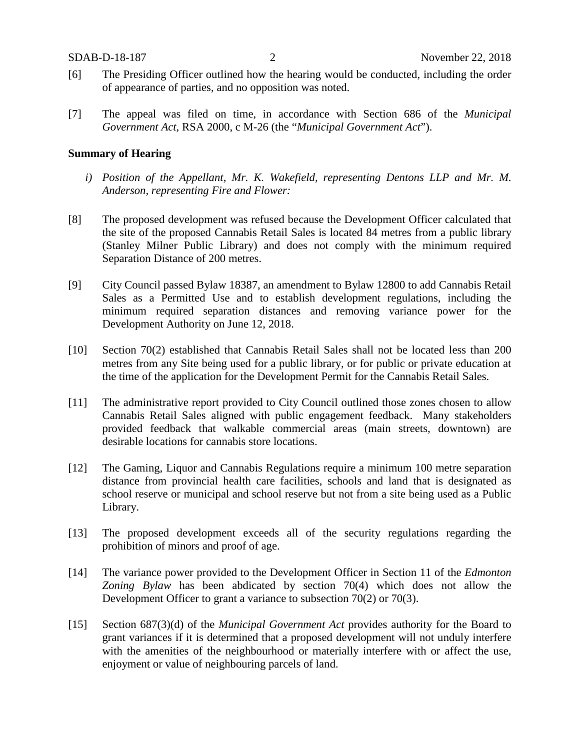[6] The Presiding Officer outlined how the hearing would be conducted, including the order of appearance of parties, and no opposition was noted.

[7] The appeal was filed on time, in accordance with Section 686 of the *Municipal Government Act*, RSA 2000, c M-26 (the "*Municipal Government Act*").

**Summary of Hearing**

*i) Position of the Appellant, Mr. K. Wakefield, representing Dentons LLP and Mr. M. Anderson, representing Fire and Flower:*

[8] The proposed development was refused because the Development Officer calculated that the site of the proposed Cannabis Retail Sales is located 84 metres from a public library (Stanley Milner Public Library) and does not comply with the minimum required Separation Distance of 200 metres.

[9] City Council passed Bylaw 18387, an amendment to Bylaw 12800 to add Cannabis Retail Sales as a Permitted Use and to establish development regulations, including the minimum required separation distances and removing variance power for the Development Authority on June 12, 2018.

[10] Section 70(2) established that Cannabis Retail Sales shall not be located less than 200 metres from any Site being used for a public library, or for public or private education at the time of the application for the Development Permit for the Cannabis Retail Sales.

[11] The administrative report provided to City Council outlined those zones chosen to allow Cannabis Retail Sales aligned with public engagement feedback. Many stakeholders provided feedback that walkable commercial areas (main streets, downtown) are desirable locations for cannabis store locations.

[12] The Gaming, Liquor and Cannabis Regulations require a minimum 100 metre separation distance from provincial health care facilities, schools and land that is designated as school reserve or municipal and school reserve but not from a site being used as a Public Library.

[13] The proposed development exceeds all of the security regulations regarding the prohibition of minors and proof of age.

[14] The variance power provided to the Development Officer in Section 11 of the *Edmonton Zoning Bylaw* has been abdicated by section 70(4) which does not allow the Development Officer to grant a variance to subsection 70(2) or 70(3).

[15] Section 687(3)(d) of the *Municipal Government Act* provides authority for the Board to grant variances if it is determined that a proposed development will not unduly interfere with the amenities of the neighbourhood or materially interfere with or affect the use, enjoyment or value of neighbouring parcels of land.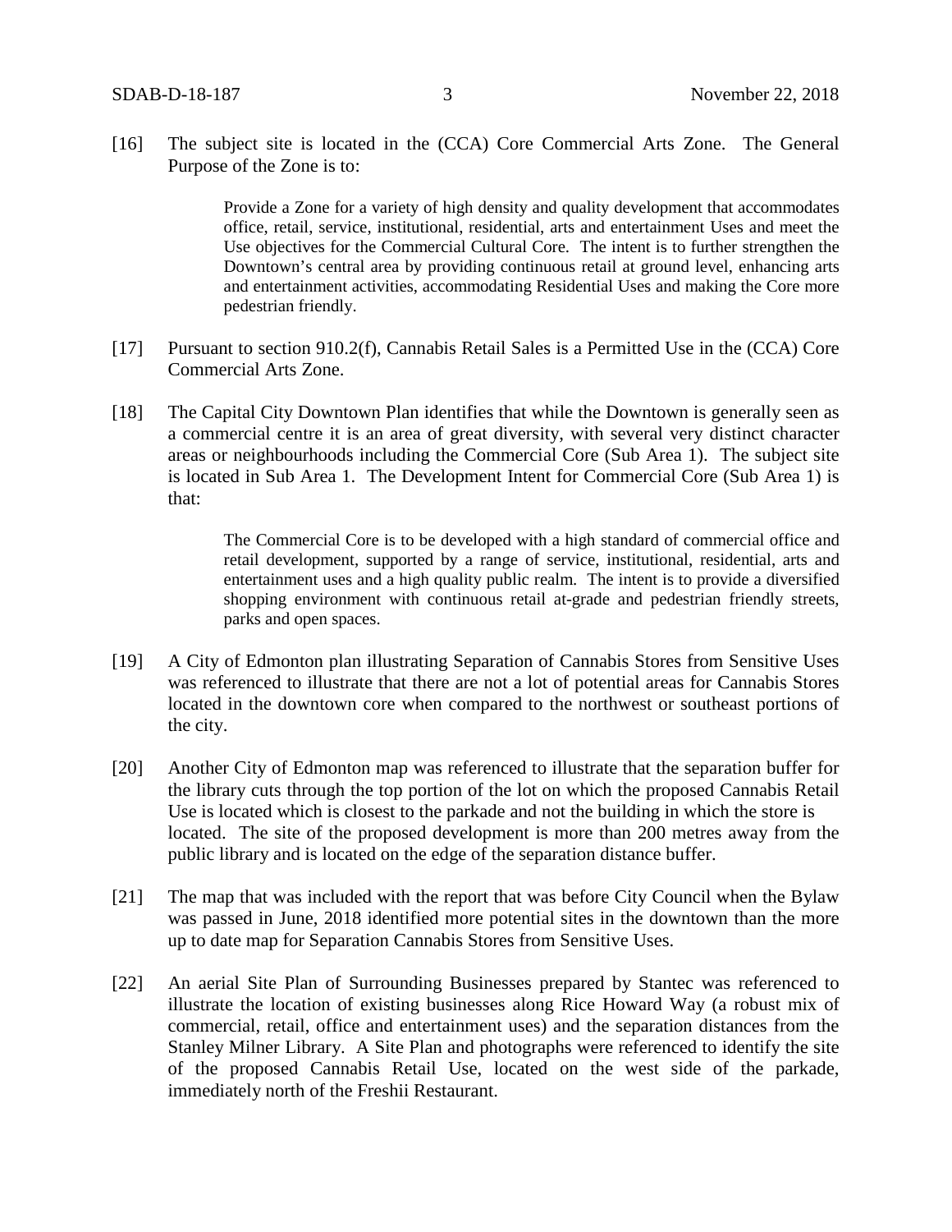[16] The subject site is located in the (CCA) Core Commercial Arts Zone. The General Purpose of the Zone is to:

> Provide a Zone for a variety of high density and quality development that accommodates office, retail, service, institutional, residential, arts and entertainment Uses and meet the Use objectives for the Commercial Cultural Core. The intent is to further strengthen the Downtown's central area by providing continuous retail at ground level, enhancing arts and entertainment activities, accommodating Residential Uses and making the Core more pedestrian friendly.

[17] Pursuant to section 910.2(f), Cannabis Retail Sales is a Permitted Use in the (CCA) Core Commercial Arts Zone.

[18] The Capital City Downtown Plan identifies that while the Downtown is generally seen as a commercial centre it is an area of great diversity, with several very distinct character areas or neighbourhoods including the Commercial Core (Sub Area 1). The subject site is located in Sub Area 1. The Development Intent for Commercial Core (Sub Area 1) is that:

> The Commercial Core is to be developed with a high standard of commercial office and retail development, supported by a range of service, institutional, residential, arts and entertainment uses and a high quality public realm. The intent is to provide a diversified shopping environment with continuous retail at-grade and pedestrian friendly streets, parks and open spaces.

[19] A City of Edmonton plan illustrating Separation of Cannabis Stores from Sensitive Uses was referenced to illustrate that there are not a lot of potential areas for Cannabis Stores located in the downtown core when compared to the northwest or southeast portions of the city.

[20] Another City of Edmonton map was referenced to illustrate that the separation buffer for the library cuts through the top portion of the lot on which the proposed Cannabis Retail Use is located which is closest to the parkade and not the building in which the store is located. The site of the proposed development is more than 200 metres away from the public library and is located on the edge of the separation distance buffer.

[21] The map that was included with the report that was before City Council when the Bylaw was passed in June, 2018 identified more potential sites in the downtown than the more up to date map for Separation Cannabis Stores from Sensitive Uses.

[22] An aerial Site Plan of Surrounding Businesses prepared by Stantec was referenced to illustrate the location of existing businesses along Rice Howard Way (a robust mix of commercial, retail, office and entertainment uses) and the separation distances from the Stanley Milner Library. A Site Plan and photographs were referenced to identify the site of the proposed Cannabis Retail Use, located on the west side of the parkade, immediately north of the Freshii Restaurant.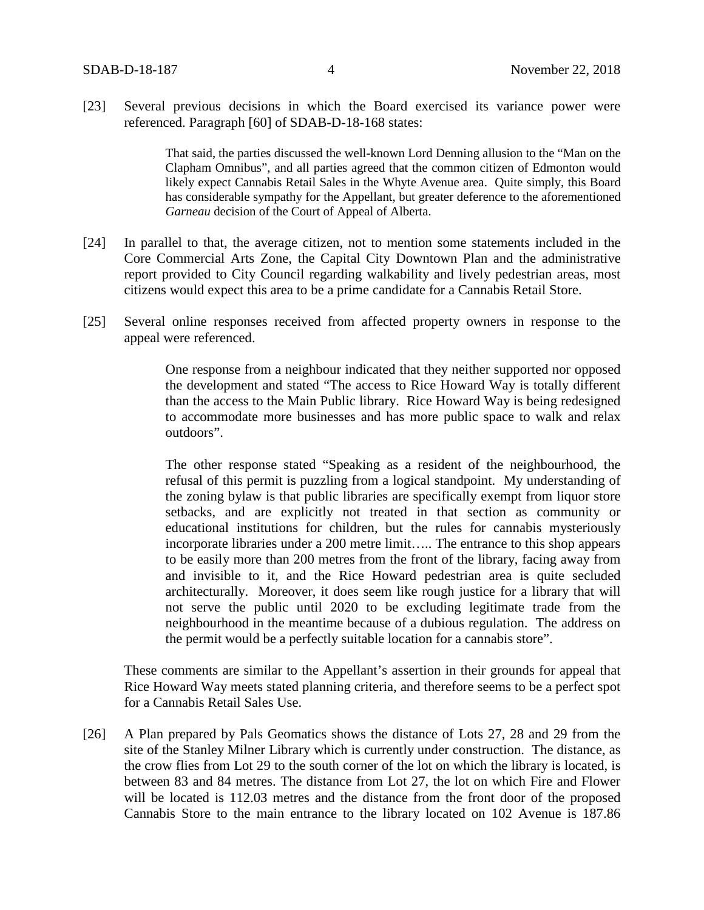[23] Several previous decisions in which the Board exercised its variance power were referenced. Paragraph [60] of SDAB-D-18-168 states:

> That said, the parties discussed the well-known Lord Denning allusion to the "Man on the Clapham Omnibus", and all parties agreed that the common citizen of Edmonton would likely expect Cannabis Retail Sales in the Whyte Avenue area. Quite simply, this Board has considerable sympathy for the Appellant, but greater deference to the aforementioned *Garneau* decision of the Court of Appeal of Alberta.

[24] In parallel to that, the average citizen, not to mention some statements included in the Core Commercial Arts Zone, the Capital City Downtown Plan and the administrative report provided to City Council regarding walkability and lively pedestrian areas, most citizens would expect this area to be a prime candidate for a Cannabis Retail Store.

[25] Several online responses received from affected property owners in response to the appeal were referenced.

> One response from a neighbour indicated that they neither supported nor opposed the development and stated "The access to Rice Howard Way is totally different than the access to the Main Public library. Rice Howard Way is being redesigned to accommodate more businesses and has more public space to walk and relax outdoors".
>
> The other response stated "Speaking as a resident of the neighbourhood, the refusal of this permit is puzzling from a logical standpoint. My understanding of the zoning bylaw is that public libraries are specifically exempt from liquor store setbacks, and are explicitly not treated in that section as community or educational institutions for children, but the rules for cannabis mysteriously incorporate libraries under a 200 metre limit….. The entrance to this shop appears to be easily more than 200 metres from the front of the library, facing away from and invisible to it, and the Rice Howard pedestrian area is quite secluded architecturally. Moreover, it does seem like rough justice for a library that will not serve the public until 2020 to be excluding legitimate trade from the neighbourhood in the meantime because of a dubious regulation. The address on the permit would be a perfectly suitable location for a cannabis store".

These comments are similar to the Appellant's assertion in their grounds for appeal that Rice Howard Way meets stated planning criteria, and therefore seems to be a perfect spot for a Cannabis Retail Sales Use.

[26] A Plan prepared by Pals Geomatics shows the distance of Lots 27, 28 and 29 from the site of the Stanley Milner Library which is currently under construction. The distance, as the crow flies from Lot 29 to the south corner of the lot on which the library is located, is between 83 and 84 metres. The distance from Lot 27, the lot on which Fire and Flower will be located is 112.03 metres and the distance from the front door of the proposed Cannabis Store to the main entrance to the library located on 102 Avenue is 187.86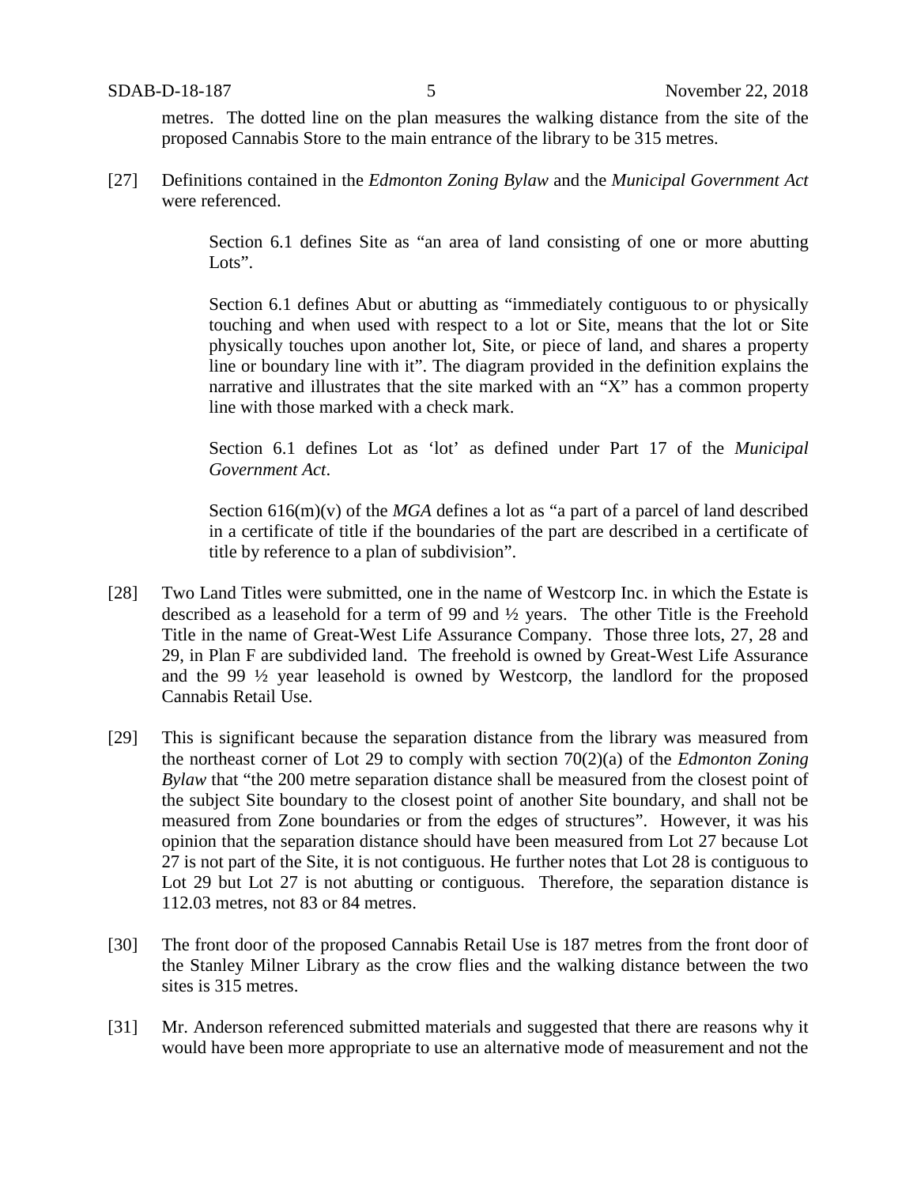metres. The dotted line on the plan measures the walking distance from the site of the proposed Cannabis Store to the main entrance of the library to be 315 metres.

[27] Definitions contained in the *Edmonton Zoning Bylaw* and the *Municipal Government Act* were referenced.

> Section 6.1 defines Site as "an area of land consisting of one or more abutting Lots".
>
> Section 6.1 defines Abut or abutting as "immediately contiguous to or physically touching and when used with respect to a lot or Site, means that the lot or Site physically touches upon another lot, Site, or piece of land, and shares a property line or boundary line with it". The diagram provided in the definition explains the narrative and illustrates that the site marked with an "X" has a common property line with those marked with a check mark.
>
> Section 6.1 defines Lot as 'lot' as defined under Part 17 of the *Municipal Government Act*.
>
> Section 616(m)(v) of the *MGA* defines a lot as "a part of a parcel of land described in a certificate of title if the boundaries of the part are described in a certificate of title by reference to a plan of subdivision".

[28] Two Land Titles were submitted, one in the name of Westcorp Inc. in which the Estate is described as a leasehold for a term of 99 and ½ years. The other Title is the Freehold Title in the name of Great-West Life Assurance Company. Those three lots, 27, 28 and 29, in Plan F are subdivided land. The freehold is owned by Great-West Life Assurance and the 99 ½ year leasehold is owned by Westcorp, the landlord for the proposed Cannabis Retail Use.

[29] This is significant because the separation distance from the library was measured from the northeast corner of Lot 29 to comply with section 70(2)(a) of the *Edmonton Zoning Bylaw* that "the 200 metre separation distance shall be measured from the closest point of the subject Site boundary to the closest point of another Site boundary, and shall not be measured from Zone boundaries or from the edges of structures". However, it was his opinion that the separation distance should have been measured from Lot 27 because Lot 27 is not part of the Site, it is not contiguous. He further notes that Lot 28 is contiguous to Lot 29 but Lot 27 is not abutting or contiguous. Therefore, the separation distance is 112.03 metres, not 83 or 84 metres.

[30] The front door of the proposed Cannabis Retail Use is 187 metres from the front door of the Stanley Milner Library as the crow flies and the walking distance between the two sites is 315 metres.

[31] Mr. Anderson referenced submitted materials and suggested that there are reasons why it would have been more appropriate to use an alternative mode of measurement and not the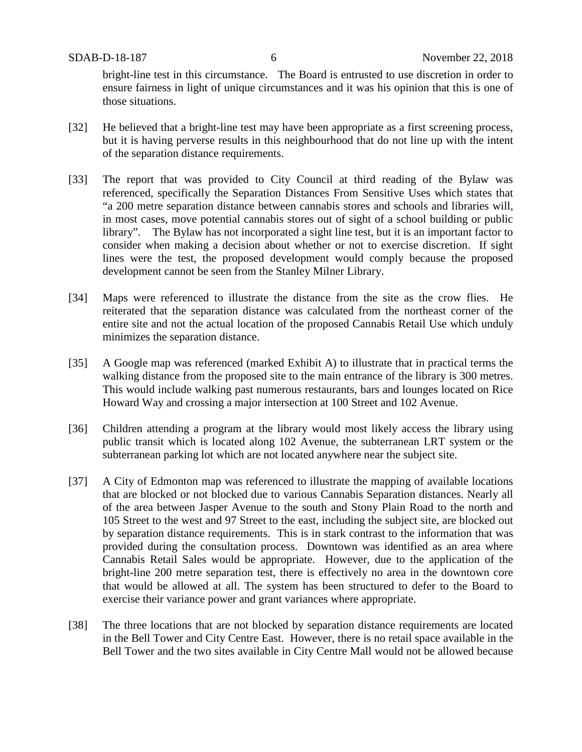bright-line test in this circumstance. The Board is entrusted to use discretion in order to ensure fairness in light of unique circumstances and it was his opinion that this is one of those situations.

[32] He believed that a bright-line test may have been appropriate as a first screening process, but it is having perverse results in this neighbourhood that do not line up with the intent of the separation distance requirements.

[33] The report that was provided to City Council at third reading of the Bylaw was referenced, specifically the Separation Distances From Sensitive Uses which states that "a 200 metre separation distance between cannabis stores and schools and libraries will, in most cases, move potential cannabis stores out of sight of a school building or public library". The Bylaw has not incorporated a sight line test, but it is an important factor to consider when making a decision about whether or not to exercise discretion. If sight lines were the test, the proposed development would comply because the proposed development cannot be seen from the Stanley Milner Library.

[34] Maps were referenced to illustrate the distance from the site as the crow flies. He reiterated that the separation distance was calculated from the northeast corner of the entire site and not the actual location of the proposed Cannabis Retail Use which unduly minimizes the separation distance.

[35] A Google map was referenced (marked Exhibit A) to illustrate that in practical terms the walking distance from the proposed site to the main entrance of the library is 300 metres. This would include walking past numerous restaurants, bars and lounges located on Rice Howard Way and crossing a major intersection at 100 Street and 102 Avenue.

[36] Children attending a program at the library would most likely access the library using public transit which is located along 102 Avenue, the subterranean LRT system or the subterranean parking lot which are not located anywhere near the subject site.

[37] A City of Edmonton map was referenced to illustrate the mapping of available locations that are blocked or not blocked due to various Cannabis Separation distances. Nearly all of the area between Jasper Avenue to the south and Stony Plain Road to the north and 105 Street to the west and 97 Street to the east, including the subject site, are blocked out by separation distance requirements. This is in stark contrast to the information that was provided during the consultation process. Downtown was identified as an area where Cannabis Retail Sales would be appropriate. However, due to the application of the bright-line 200 metre separation test, there is effectively no area in the downtown core that would be allowed at all. The system has been structured to defer to the Board to exercise their variance power and grant variances where appropriate.

[38] The three locations that are not blocked by separation distance requirements are located in the Bell Tower and City Centre East. However, there is no retail space available in the Bell Tower and the two sites available in City Centre Mall would not be allowed because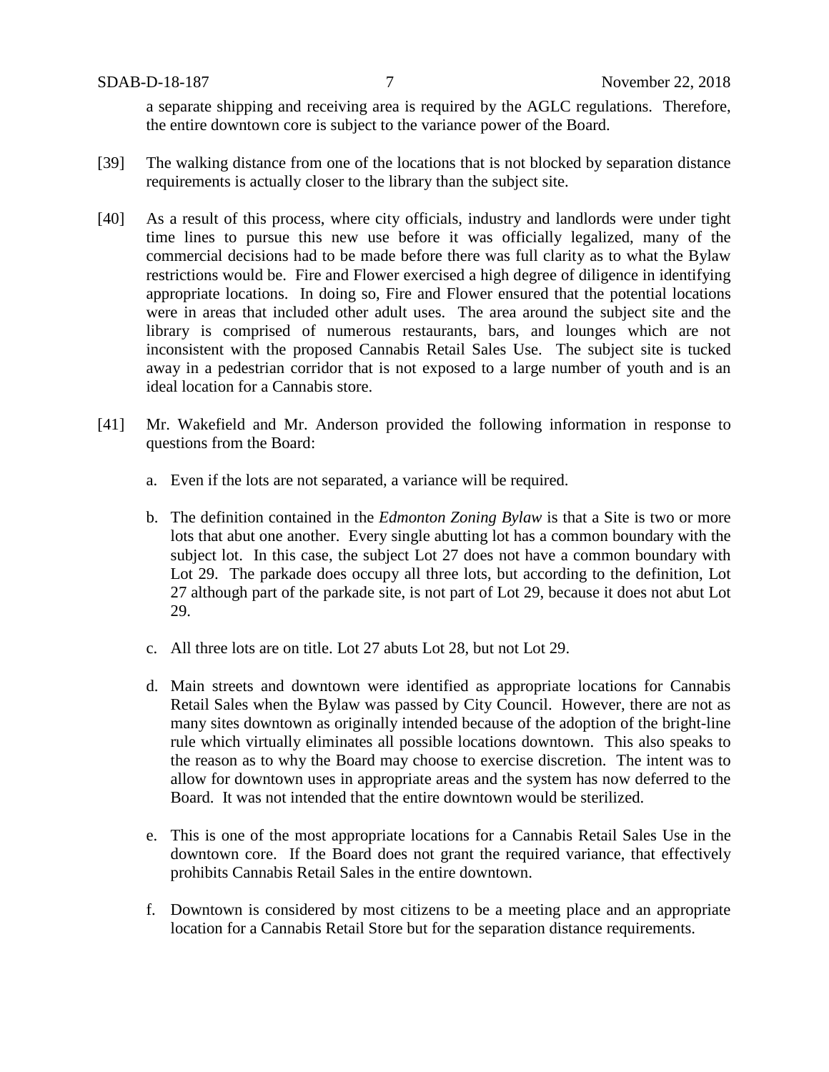a separate shipping and receiving area is required by the AGLC regulations. Therefore, the entire downtown core is subject to the variance power of the Board.

[39] The walking distance from one of the locations that is not blocked by separation distance requirements is actually closer to the library than the subject site.

[40] As a result of this process, where city officials, industry and landlords were under tight time lines to pursue this new use before it was officially legalized, many of the commercial decisions had to be made before there was full clarity as to what the Bylaw restrictions would be. Fire and Flower exercised a high degree of diligence in identifying appropriate locations. In doing so, Fire and Flower ensured that the potential locations were in areas that included other adult uses. The area around the subject site and the library is comprised of numerous restaurants, bars, and lounges which are not inconsistent with the proposed Cannabis Retail Sales Use. The subject site is tucked away in a pedestrian corridor that is not exposed to a large number of youth and is an ideal location for a Cannabis store.

[41] Mr. Wakefield and Mr. Anderson provided the following information in response to questions from the Board:

a. Even if the lots are not separated, a variance will be required.

b. The definition contained in the *Edmonton Zoning Bylaw* is that a Site is two or more lots that abut one another. Every single abutting lot has a common boundary with the subject lot. In this case, the subject Lot 27 does not have a common boundary with Lot 29. The parkade does occupy all three lots, but according to the definition, Lot 27 although part of the parkade site, is not part of Lot 29, because it does not abut Lot 29.

c. All three lots are on title. Lot 27 abuts Lot 28, but not Lot 29.

d. Main streets and downtown were identified as appropriate locations for Cannabis Retail Sales when the Bylaw was passed by City Council. However, there are not as many sites downtown as originally intended because of the adoption of the bright-line rule which virtually eliminates all possible locations downtown. This also speaks to the reason as to why the Board may choose to exercise discretion. The intent was to allow for downtown uses in appropriate areas and the system has now deferred to the Board. It was not intended that the entire downtown would be sterilized.

e. This is one of the most appropriate locations for a Cannabis Retail Sales Use in the downtown core. If the Board does not grant the required variance, that effectively prohibits Cannabis Retail Sales in the entire downtown.

f. Downtown is considered by most citizens to be a meeting place and an appropriate location for a Cannabis Retail Store but for the separation distance requirements.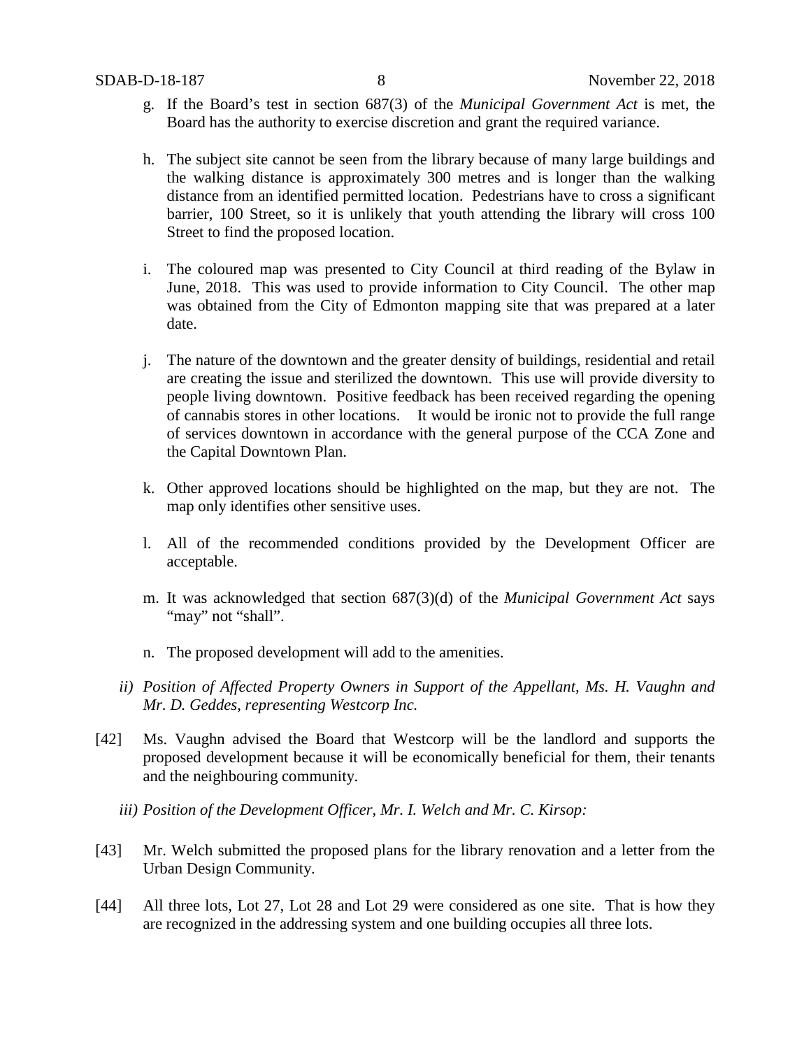g. If the Board's test in section 687(3) of the *Municipal Government Act* is met, the Board has the authority to exercise discretion and grant the required variance.

h. The subject site cannot be seen from the library because of many large buildings and the walking distance is approximately 300 metres and is longer than the walking distance from an identified permitted location. Pedestrians have to cross a significant barrier, 100 Street, so it is unlikely that youth attending the library will cross 100 Street to find the proposed location.

i. The coloured map was presented to City Council at third reading of the Bylaw in June, 2018. This was used to provide information to City Council. The other map was obtained from the City of Edmonton mapping site that was prepared at a later date.

j. The nature of the downtown and the greater density of buildings, residential and retail are creating the issue and sterilized the downtown. This use will provide diversity to people living downtown. Positive feedback has been received regarding the opening of cannabis stores in other locations. It would be ironic not to provide the full range of services downtown in accordance with the general purpose of the CCA Zone and the Capital Downtown Plan.

k. Other approved locations should be highlighted on the map, but they are not. The map only identifies other sensitive uses.

l. All of the recommended conditions provided by the Development Officer are acceptable.

m. It was acknowledged that section 687(3)(d) of the *Municipal Government Act* says "may" not "shall".

n. The proposed development will add to the amenities.

*ii) Position of Affected Property Owners in Support of the Appellant, Ms. H. Vaughn and Mr. D. Geddes, representing Westcorp Inc.*

[42] Ms. Vaughn advised the Board that Westcorp will be the landlord and supports the proposed development because it will be economically beneficial for them, their tenants and the neighbouring community.

*iii) Position of the Development Officer, Mr. I. Welch and Mr. C. Kirsop:*

[43] Mr. Welch submitted the proposed plans for the library renovation and a letter from the Urban Design Community.

[44] All three lots, Lot 27, Lot 28 and Lot 29 were considered as one site. That is how they are recognized in the addressing system and one building occupies all three lots.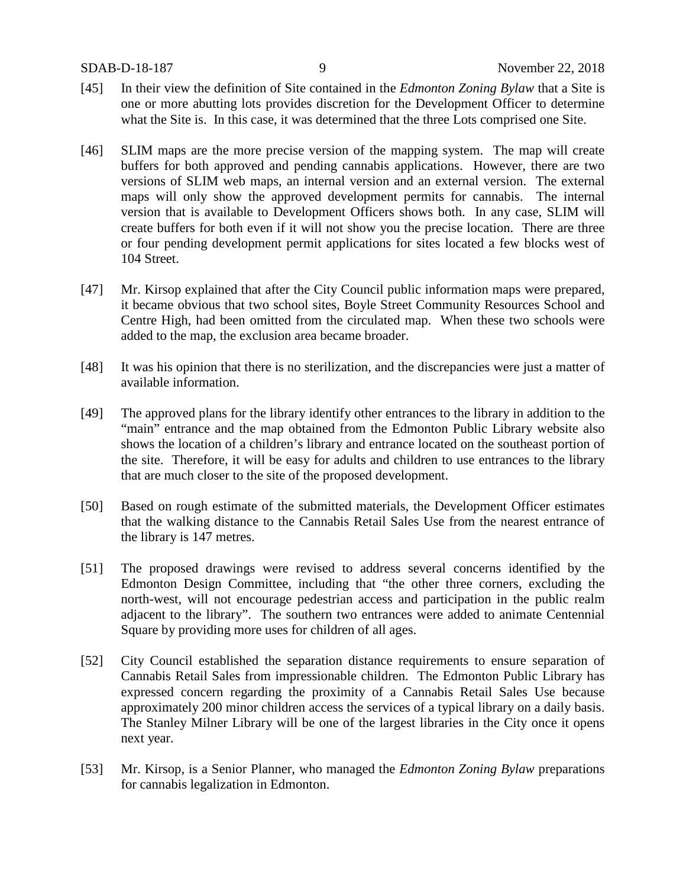[45] In their view the definition of Site contained in the *Edmonton Zoning Bylaw* that a Site is one or more abutting lots provides discretion for the Development Officer to determine what the Site is. In this case, it was determined that the three Lots comprised one Site.

[46] SLIM maps are the more precise version of the mapping system. The map will create buffers for both approved and pending cannabis applications. However, there are two versions of SLIM web maps, an internal version and an external version. The external maps will only show the approved development permits for cannabis. The internal version that is available to Development Officers shows both. In any case, SLIM will create buffers for both even if it will not show you the precise location. There are three or four pending development permit applications for sites located a few blocks west of 104 Street.

[47] Mr. Kirsop explained that after the City Council public information maps were prepared, it became obvious that two school sites, Boyle Street Community Resources School and Centre High, had been omitted from the circulated map. When these two schools were added to the map, the exclusion area became broader.

[48] It was his opinion that there is no sterilization, and the discrepancies were just a matter of available information.

[49] The approved plans for the library identify other entrances to the library in addition to the "main" entrance and the map obtained from the Edmonton Public Library website also shows the location of a children's library and entrance located on the southeast portion of the site. Therefore, it will be easy for adults and children to use entrances to the library that are much closer to the site of the proposed development.

[50] Based on rough estimate of the submitted materials, the Development Officer estimates that the walking distance to the Cannabis Retail Sales Use from the nearest entrance of the library is 147 metres.

[51] The proposed drawings were revised to address several concerns identified by the Edmonton Design Committee, including that "the other three corners, excluding the north-west, will not encourage pedestrian access and participation in the public realm adjacent to the library". The southern two entrances were added to animate Centennial Square by providing more uses for children of all ages.

[52] City Council established the separation distance requirements to ensure separation of Cannabis Retail Sales from impressionable children. The Edmonton Public Library has expressed concern regarding the proximity of a Cannabis Retail Sales Use because approximately 200 minor children access the services of a typical library on a daily basis. The Stanley Milner Library will be one of the largest libraries in the City once it opens next year.

[53] Mr. Kirsop, is a Senior Planner, who managed the *Edmonton Zoning Bylaw* preparations for cannabis legalization in Edmonton.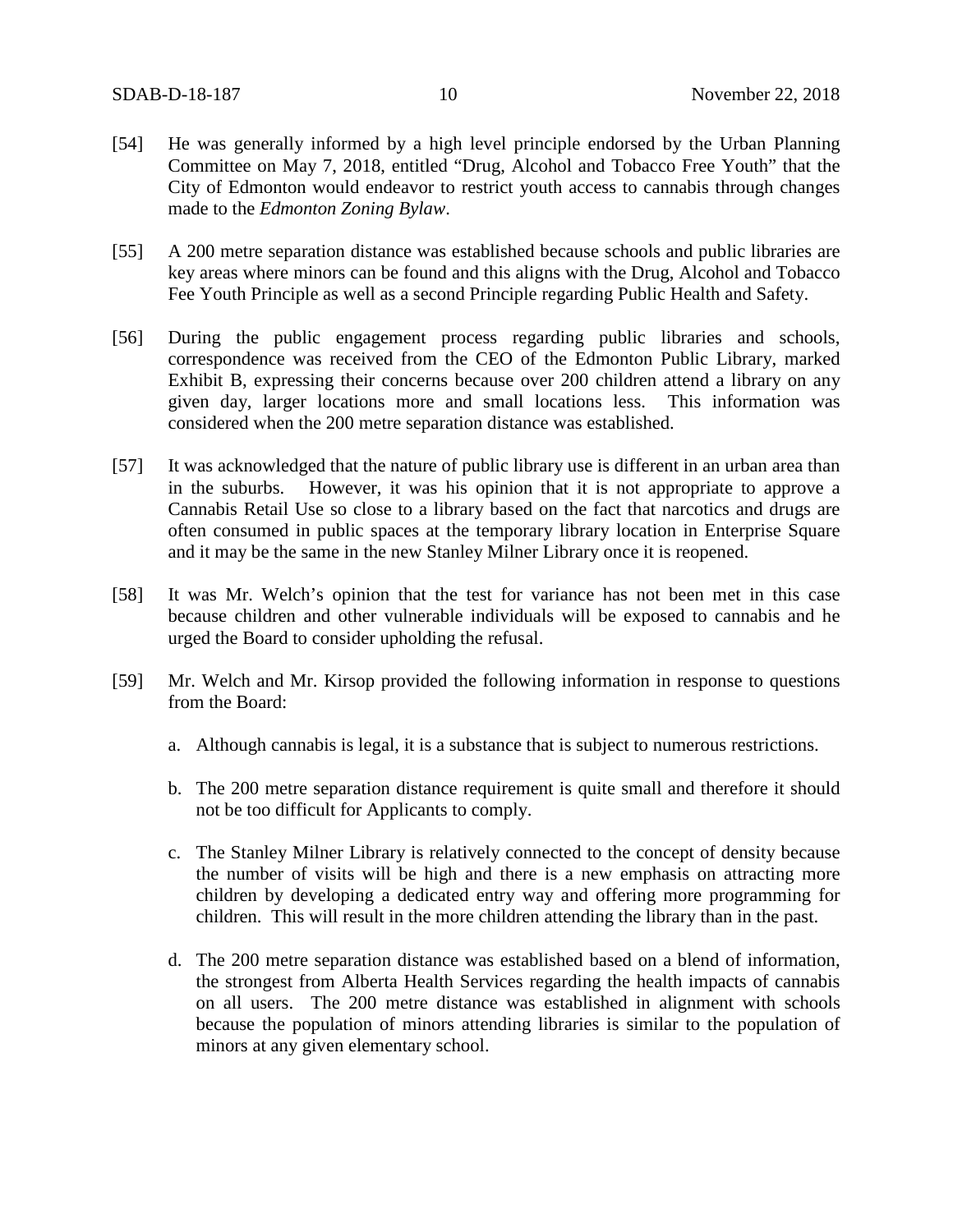[54] He was generally informed by a high level principle endorsed by the Urban Planning Committee on May 7, 2018, entitled "Drug, Alcohol and Tobacco Free Youth" that the City of Edmonton would endeavor to restrict youth access to cannabis through changes made to the *Edmonton Zoning Bylaw*.

[55] A 200 metre separation distance was established because schools and public libraries are key areas where minors can be found and this aligns with the Drug, Alcohol and Tobacco Fee Youth Principle as well as a second Principle regarding Public Health and Safety.

[56] During the public engagement process regarding public libraries and schools, correspondence was received from the CEO of the Edmonton Public Library, marked Exhibit B, expressing their concerns because over 200 children attend a library on any given day, larger locations more and small locations less. This information was considered when the 200 metre separation distance was established.

[57] It was acknowledged that the nature of public library use is different in an urban area than in the suburbs. However, it was his opinion that it is not appropriate to approve a Cannabis Retail Use so close to a library based on the fact that narcotics and drugs are often consumed in public spaces at the temporary library location in Enterprise Square and it may be the same in the new Stanley Milner Library once it is reopened.

[58] It was Mr. Welch's opinion that the test for variance has not been met in this case because children and other vulnerable individuals will be exposed to cannabis and he urged the Board to consider upholding the refusal.

[59] Mr. Welch and Mr. Kirsop provided the following information in response to questions from the Board:

a. Although cannabis is legal, it is a substance that is subject to numerous restrictions.

b. The 200 metre separation distance requirement is quite small and therefore it should not be too difficult for Applicants to comply.

c. The Stanley Milner Library is relatively connected to the concept of density because the number of visits will be high and there is a new emphasis on attracting more children by developing a dedicated entry way and offering more programming for children. This will result in the more children attending the library than in the past.

d. The 200 metre separation distance was established based on a blend of information, the strongest from Alberta Health Services regarding the health impacts of cannabis on all users. The 200 metre distance was established in alignment with schools because the population of minors attending libraries is similar to the population of minors at any given elementary school.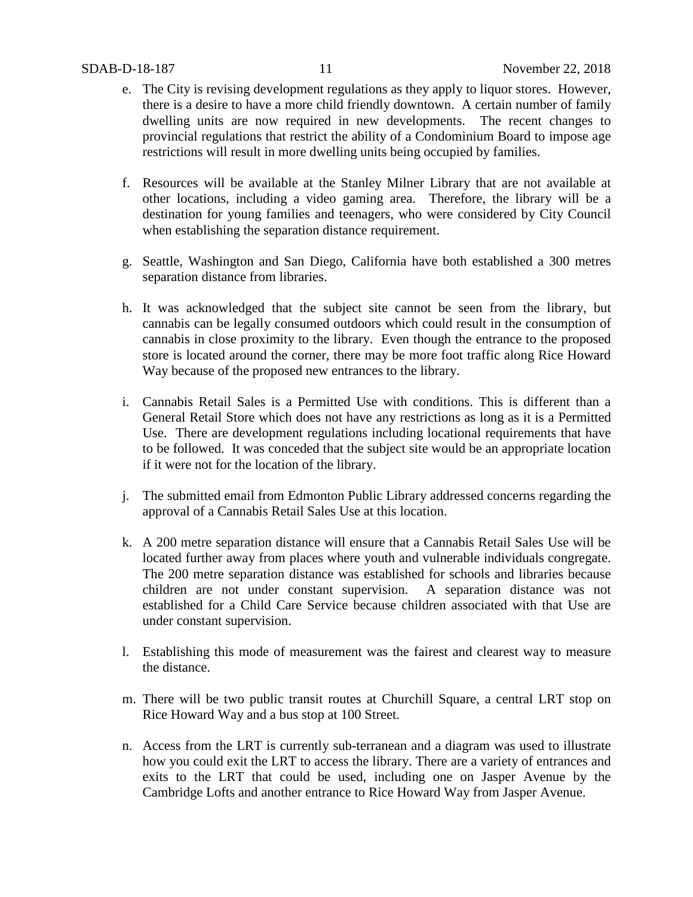e. The City is revising development regulations as they apply to liquor stores. However, there is a desire to have a more child friendly downtown. A certain number of family dwelling units are now required in new developments. The recent changes to provincial regulations that restrict the ability of a Condominium Board to impose age restrictions will result in more dwelling units being occupied by families.

f. Resources will be available at the Stanley Milner Library that are not available at other locations, including a video gaming area. Therefore, the library will be a destination for young families and teenagers, who were considered by City Council when establishing the separation distance requirement.

g. Seattle, Washington and San Diego, California have both established a 300 metres separation distance from libraries.

h. It was acknowledged that the subject site cannot be seen from the library, but cannabis can be legally consumed outdoors which could result in the consumption of cannabis in close proximity to the library. Even though the entrance to the proposed store is located around the corner, there may be more foot traffic along Rice Howard Way because of the proposed new entrances to the library.

i. Cannabis Retail Sales is a Permitted Use with conditions. This is different than a General Retail Store which does not have any restrictions as long as it is a Permitted Use. There are development regulations including locational requirements that have to be followed. It was conceded that the subject site would be an appropriate location if it were not for the location of the library.

j. The submitted email from Edmonton Public Library addressed concerns regarding the approval of a Cannabis Retail Sales Use at this location.

k. A 200 metre separation distance will ensure that a Cannabis Retail Sales Use will be located further away from places where youth and vulnerable individuals congregate. The 200 metre separation distance was established for schools and libraries because children are not under constant supervision. A separation distance was not established for a Child Care Service because children associated with that Use are under constant supervision.

l. Establishing this mode of measurement was the fairest and clearest way to measure the distance.

m. There will be two public transit routes at Churchill Square, a central LRT stop on Rice Howard Way and a bus stop at 100 Street.

n. Access from the LRT is currently sub-terranean and a diagram was used to illustrate how you could exit the LRT to access the library. There are a variety of entrances and exits to the LRT that could be used, including one on Jasper Avenue by the Cambridge Lofts and another entrance to Rice Howard Way from Jasper Avenue.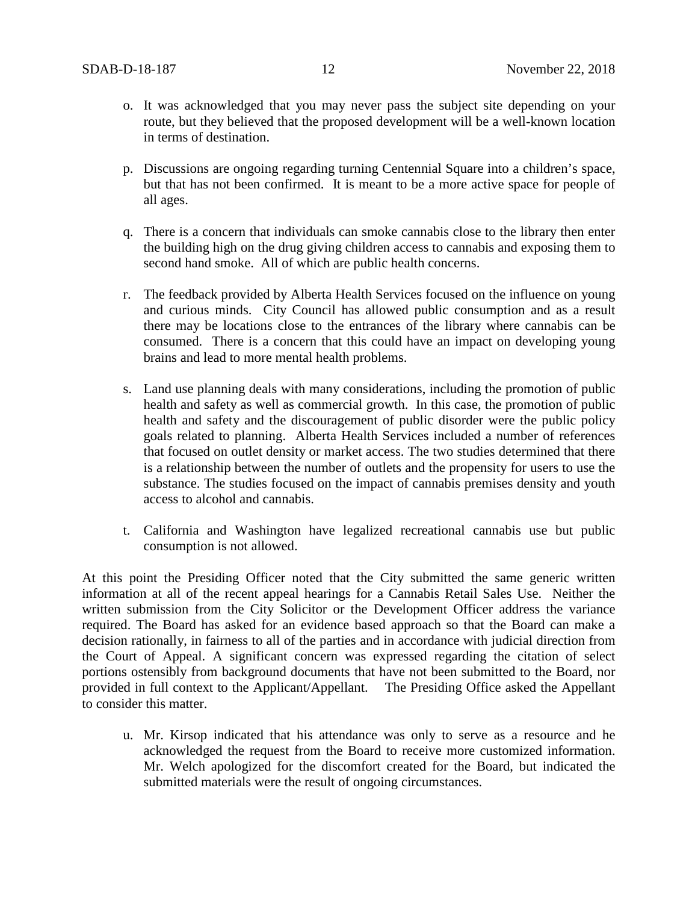o. It was acknowledged that you may never pass the subject site depending on your route, but they believed that the proposed development will be a well-known location in terms of destination.

p. Discussions are ongoing regarding turning Centennial Square into a children's space, but that has not been confirmed. It is meant to be a more active space for people of all ages.

q. There is a concern that individuals can smoke cannabis close to the library then enter the building high on the drug giving children access to cannabis and exposing them to second hand smoke. All of which are public health concerns.

r. The feedback provided by Alberta Health Services focused on the influence on young and curious minds. City Council has allowed public consumption and as a result there may be locations close to the entrances of the library where cannabis can be consumed. There is a concern that this could have an impact on developing young brains and lead to more mental health problems.

s. Land use planning deals with many considerations, including the promotion of public health and safety as well as commercial growth. In this case, the promotion of public health and safety and the discouragement of public disorder were the public policy goals related to planning. Alberta Health Services included a number of references that focused on outlet density or market access. The two studies determined that there is a relationship between the number of outlets and the propensity for users to use the substance. The studies focused on the impact of cannabis premises density and youth access to alcohol and cannabis.

t. California and Washington have legalized recreational cannabis use but public consumption is not allowed.

At this point the Presiding Officer noted that the City submitted the same generic written information at all of the recent appeal hearings for a Cannabis Retail Sales Use. Neither the written submission from the City Solicitor or the Development Officer address the variance required. The Board has asked for an evidence based approach so that the Board can make a decision rationally, in fairness to all of the parties and in accordance with judicial direction from the Court of Appeal. A significant concern was expressed regarding the citation of select portions ostensibly from background documents that have not been submitted to the Board, nor provided in full context to the Applicant/Appellant. The Presiding Office asked the Appellant to consider this matter.

u. Mr. Kirsop indicated that his attendance was only to serve as a resource and he acknowledged the request from the Board to receive more customized information. Mr. Welch apologized for the discomfort created for the Board, but indicated the submitted materials were the result of ongoing circumstances.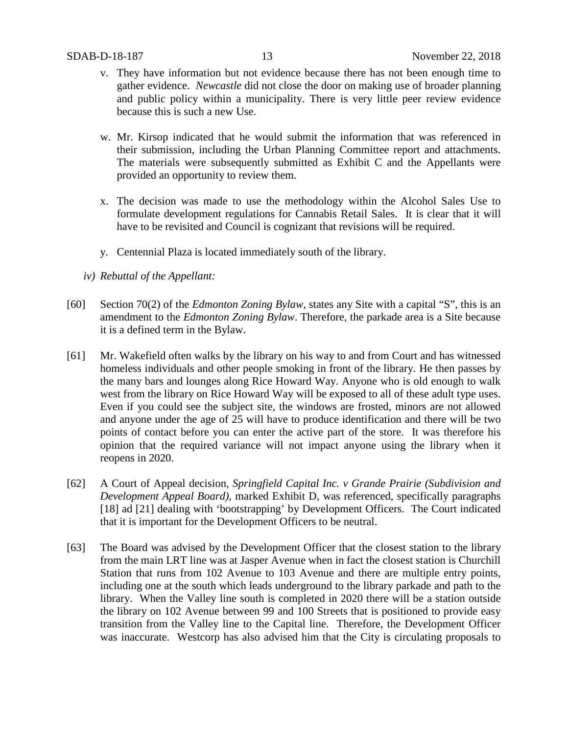v. They have information but not evidence because there has not been enough time to gather evidence. *Newcastle* did not close the door on making use of broader planning and public policy within a municipality. There is very little peer review evidence because this is such a new Use.

w. Mr. Kirsop indicated that he would submit the information that was referenced in their submission, including the Urban Planning Committee report and attachments. The materials were subsequently submitted as Exhibit C and the Appellants were provided an opportunity to review them.

x. The decision was made to use the methodology within the Alcohol Sales Use to formulate development regulations for Cannabis Retail Sales. It is clear that it will have to be revisited and Council is cognizant that revisions will be required.

y. Centennial Plaza is located immediately south of the library.

*iv) Rebuttal of the Appellant:*

[60] Section 70(2) of the *Edmonton Zoning Bylaw*, states any Site with a capital "S", this is an amendment to the *Edmonton Zoning Bylaw*. Therefore, the parkade area is a Site because it is a defined term in the Bylaw.

[61] Mr. Wakefield often walks by the library on his way to and from Court and has witnessed homeless individuals and other people smoking in front of the library. He then passes by the many bars and lounges along Rice Howard Way. Anyone who is old enough to walk west from the library on Rice Howard Way will be exposed to all of these adult type uses. Even if you could see the subject site, the windows are frosted, minors are not allowed and anyone under the age of 25 will have to produce identification and there will be two points of contact before you can enter the active part of the store. It was therefore his opinion that the required variance will not impact anyone using the library when it reopens in 2020.

[62] A Court of Appeal decision, *Springfield Capital Inc. v Grande Prairie (Subdivision and Development Appeal Board)*, marked Exhibit D, was referenced, specifically paragraphs [18] ad [21] dealing with 'bootstrapping' by Development Officers. The Court indicated that it is important for the Development Officers to be neutral.

[63] The Board was advised by the Development Officer that the closest station to the library from the main LRT line was at Jasper Avenue when in fact the closest station is Churchill Station that runs from 102 Avenue to 103 Avenue and there are multiple entry points, including one at the south which leads underground to the library parkade and path to the library. When the Valley line south is completed in 2020 there will be a station outside the library on 102 Avenue between 99 and 100 Streets that is positioned to provide easy transition from the Valley line to the Capital line. Therefore, the Development Officer was inaccurate. Westcorp has also advised him that the City is circulating proposals to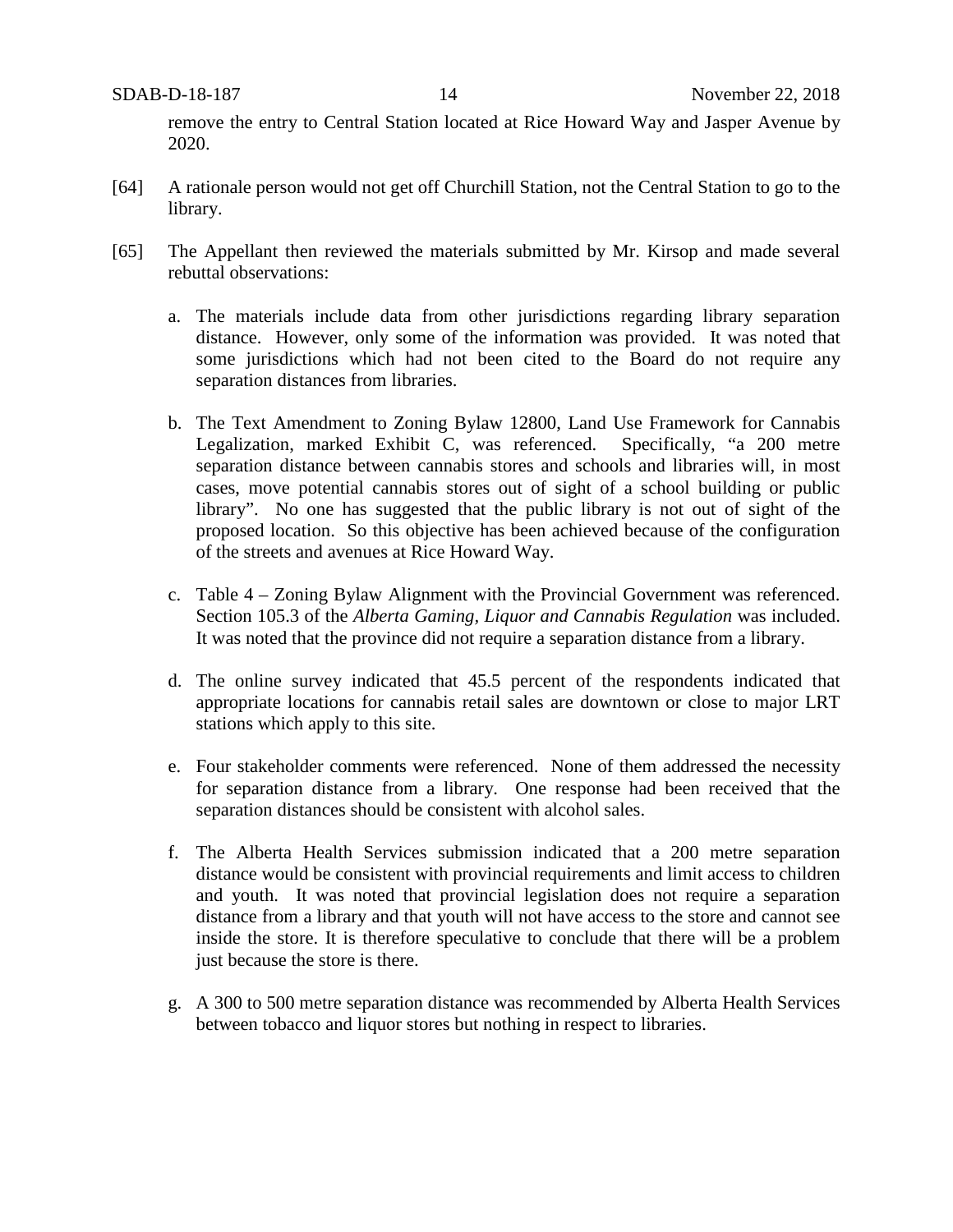remove the entry to Central Station located at Rice Howard Way and Jasper Avenue by 2020.

[64] A rationale person would not get off Churchill Station, not the Central Station to go to the library.

[65] The Appellant then reviewed the materials submitted by Mr. Kirsop and made several rebuttal observations:

a. The materials include data from other jurisdictions regarding library separation distance. However, only some of the information was provided. It was noted that some jurisdictions which had not been cited to the Board do not require any separation distances from libraries.

b. The Text Amendment to Zoning Bylaw 12800, Land Use Framework for Cannabis Legalization, marked Exhibit C, was referenced. Specifically, "a 200 metre separation distance between cannabis stores and schools and libraries will, in most cases, move potential cannabis stores out of sight of a school building or public library". No one has suggested that the public library is not out of sight of the proposed location. So this objective has been achieved because of the configuration of the streets and avenues at Rice Howard Way.

c. Table 4 – Zoning Bylaw Alignment with the Provincial Government was referenced. Section 105.3 of the *Alberta Gaming, Liquor and Cannabis Regulation* was included. It was noted that the province did not require a separation distance from a library.

d. The online survey indicated that 45.5 percent of the respondents indicated that appropriate locations for cannabis retail sales are downtown or close to major LRT stations which apply to this site.

e. Four stakeholder comments were referenced. None of them addressed the necessity for separation distance from a library. One response had been received that the separation distances should be consistent with alcohol sales.

f. The Alberta Health Services submission indicated that a 200 metre separation distance would be consistent with provincial requirements and limit access to children and youth. It was noted that provincial legislation does not require a separation distance from a library and that youth will not have access to the store and cannot see inside the store. It is therefore speculative to conclude that there will be a problem just because the store is there.

g. A 300 to 500 metre separation distance was recommended by Alberta Health Services between tobacco and liquor stores but nothing in respect to libraries.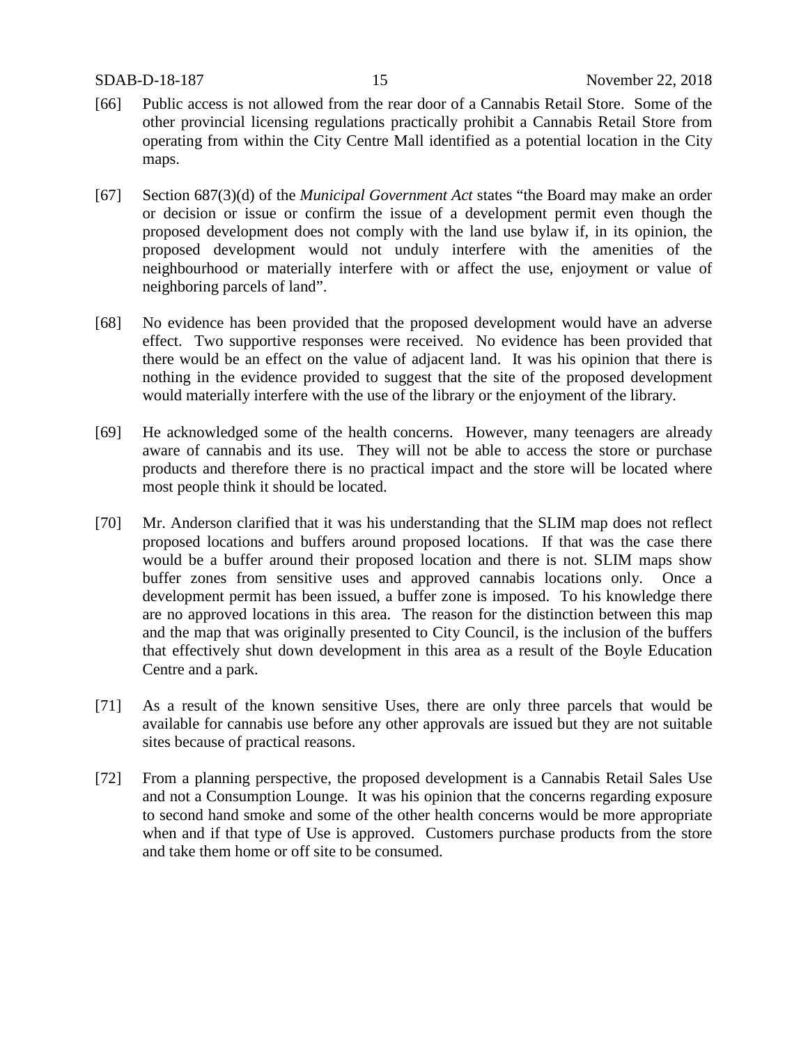[66] Public access is not allowed from the rear door of a Cannabis Retail Store. Some of the other provincial licensing regulations practically prohibit a Cannabis Retail Store from operating from within the City Centre Mall identified as a potential location in the City maps.

[67] Section 687(3)(d) of the *Municipal Government Act* states "the Board may make an order or decision or issue or confirm the issue of a development permit even though the proposed development does not comply with the land use bylaw if, in its opinion, the proposed development would not unduly interfere with the amenities of the neighbourhood or materially interfere with or affect the use, enjoyment or value of neighboring parcels of land".

[68] No evidence has been provided that the proposed development would have an adverse effect. Two supportive responses were received. No evidence has been provided that there would be an effect on the value of adjacent land. It was his opinion that there is nothing in the evidence provided to suggest that the site of the proposed development would materially interfere with the use of the library or the enjoyment of the library.

[69] He acknowledged some of the health concerns. However, many teenagers are already aware of cannabis and its use. They will not be able to access the store or purchase products and therefore there is no practical impact and the store will be located where most people think it should be located.

[70] Mr. Anderson clarified that it was his understanding that the SLIM map does not reflect proposed locations and buffers around proposed locations. If that was the case there would be a buffer around their proposed location and there is not. SLIM maps show buffer zones from sensitive uses and approved cannabis locations only. Once a development permit has been issued, a buffer zone is imposed. To his knowledge there are no approved locations in this area. The reason for the distinction between this map and the map that was originally presented to City Council, is the inclusion of the buffers that effectively shut down development in this area as a result of the Boyle Education Centre and a park.

[71] As a result of the known sensitive Uses, there are only three parcels that would be available for cannabis use before any other approvals are issued but they are not suitable sites because of practical reasons.

[72] From a planning perspective, the proposed development is a Cannabis Retail Sales Use and not a Consumption Lounge. It was his opinion that the concerns regarding exposure to second hand smoke and some of the other health concerns would be more appropriate when and if that type of Use is approved. Customers purchase products from the store and take them home or off site to be consumed.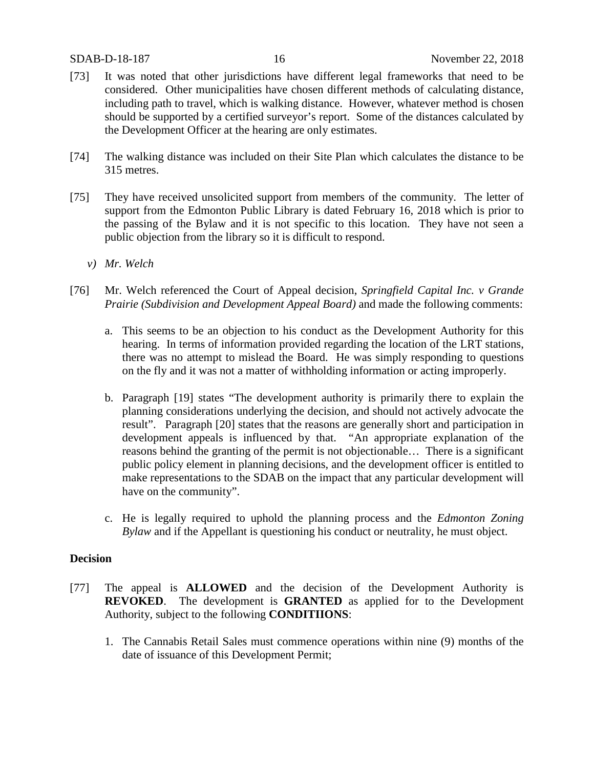[73] It was noted that other jurisdictions have different legal frameworks that need to be considered. Other municipalities have chosen different methods of calculating distance, including path to travel, which is walking distance. However, whatever method is chosen should be supported by a certified surveyor's report. Some of the distances calculated by the Development Officer at the hearing are only estimates.

[74] The walking distance was included on their Site Plan which calculates the distance to be 315 metres.

[75] They have received unsolicited support from members of the community. The letter of support from the Edmonton Public Library is dated February 16, 2018 which is prior to the passing of the Bylaw and it is not specific to this location. They have not seen a public objection from the library so it is difficult to respond.

*v) Mr. Welch*

[76] Mr. Welch referenced the Court of Appeal decision, *Springfield Capital Inc. v Grande Prairie (Subdivision and Development Appeal Board)* and made the following comments:

a. This seems to be an objection to his conduct as the Development Authority for this hearing. In terms of information provided regarding the location of the LRT stations, there was no attempt to mislead the Board. He was simply responding to questions on the fly and it was not a matter of withholding information or acting improperly.

b. Paragraph [19] states "The development authority is primarily there to explain the planning considerations underlying the decision, and should not actively advocate the result". Paragraph [20] states that the reasons are generally short and participation in development appeals is influenced by that. "An appropriate explanation of the reasons behind the granting of the permit is not objectionable… There is a significant public policy element in planning decisions, and the development officer is entitled to make representations to the SDAB on the impact that any particular development will have on the community".

c. He is legally required to uphold the planning process and the *Edmonton Zoning Bylaw* and if the Appellant is questioning his conduct or neutrality, he must object.

**Decision**

[77] The appeal is **ALLOWED** and the decision of the Development Authority is **REVOKED**. The development is **GRANTED** as applied for to the Development Authority, subject to the following **CONDITIIONS**:

1. The Cannabis Retail Sales must commence operations within nine (9) months of the date of issuance of this Development Permit;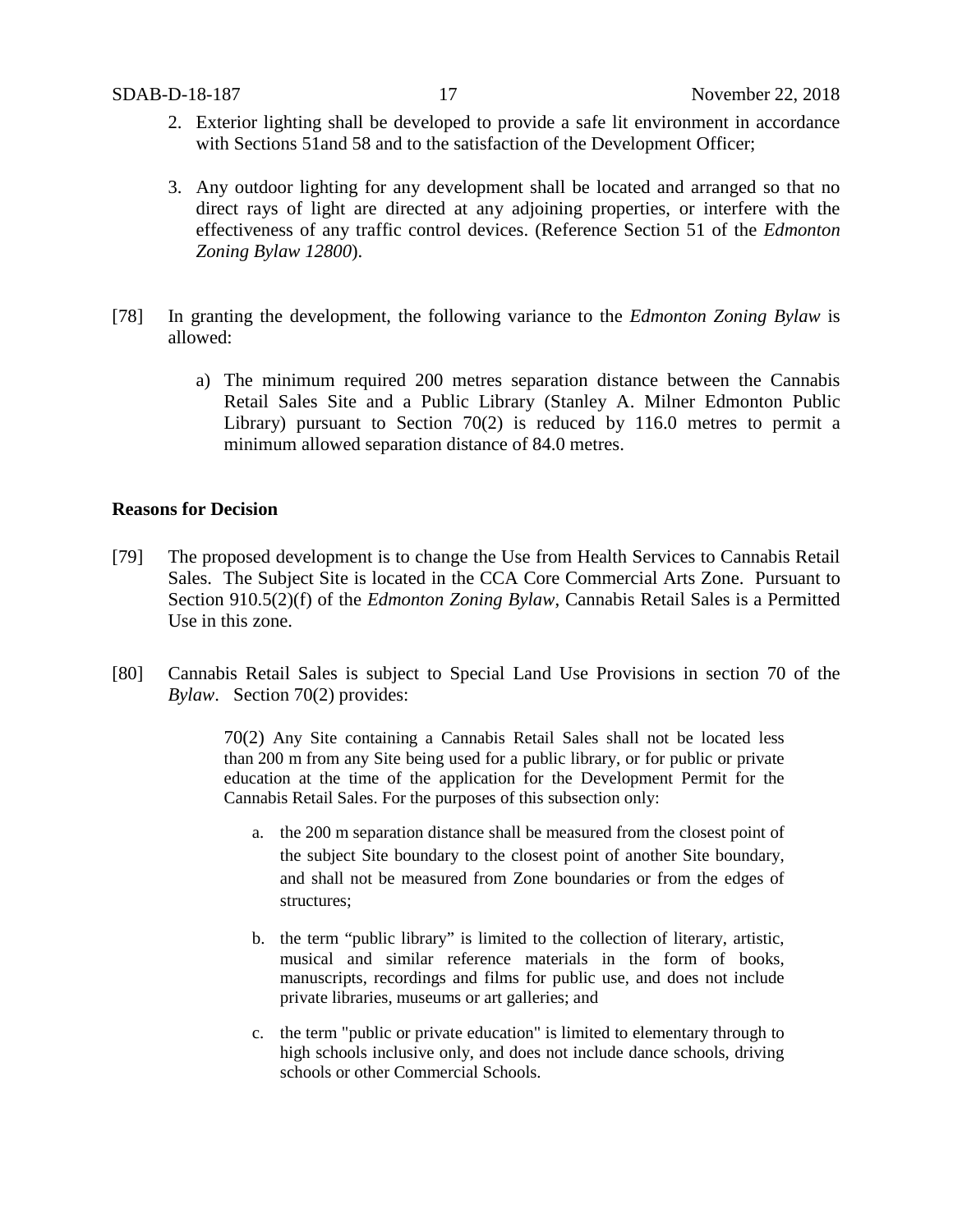2. Exterior lighting shall be developed to provide a safe lit environment in accordance with Sections 51and 58 and to the satisfaction of the Development Officer;

3. Any outdoor lighting for any development shall be located and arranged so that no direct rays of light are directed at any adjoining properties, or interfere with the effectiveness of any traffic control devices. (Reference Section 51 of the *Edmonton Zoning Bylaw 12800*).

[78] In granting the development, the following variance to the *Edmonton Zoning Bylaw* is allowed:

a) The minimum required 200 metres separation distance between the Cannabis Retail Sales Site and a Public Library (Stanley A. Milner Edmonton Public Library) pursuant to Section 70(2) is reduced by 116.0 metres to permit a minimum allowed separation distance of 84.0 metres.

**Reasons for Decision**

[79] The proposed development is to change the Use from Health Services to Cannabis Retail Sales. The Subject Site is located in the CCA Core Commercial Arts Zone. Pursuant to Section 910.5(2)(f) of the *Edmonton Zoning Bylaw*, Cannabis Retail Sales is a Permitted Use in this zone.

[80] Cannabis Retail Sales is subject to Special Land Use Provisions in section 70 of the *Bylaw*. Section 70(2) provides:

> 70(2) Any Site containing a Cannabis Retail Sales shall not be located less than 200 m from any Site being used for a public library, or for public or private education at the time of the application for the Development Permit for the Cannabis Retail Sales. For the purposes of this subsection only:
>
> a. the 200 m separation distance shall be measured from the closest point of the subject Site boundary to the closest point of another Site boundary, and shall not be measured from Zone boundaries or from the edges of structures;
>
> b. the term "public library" is limited to the collection of literary, artistic, musical and similar reference materials in the form of books, manuscripts, recordings and films for public use, and does not include private libraries, museums or art galleries; and
>
> c. the term "public or private education" is limited to elementary through to high schools inclusive only, and does not include dance schools, driving schools or other Commercial Schools.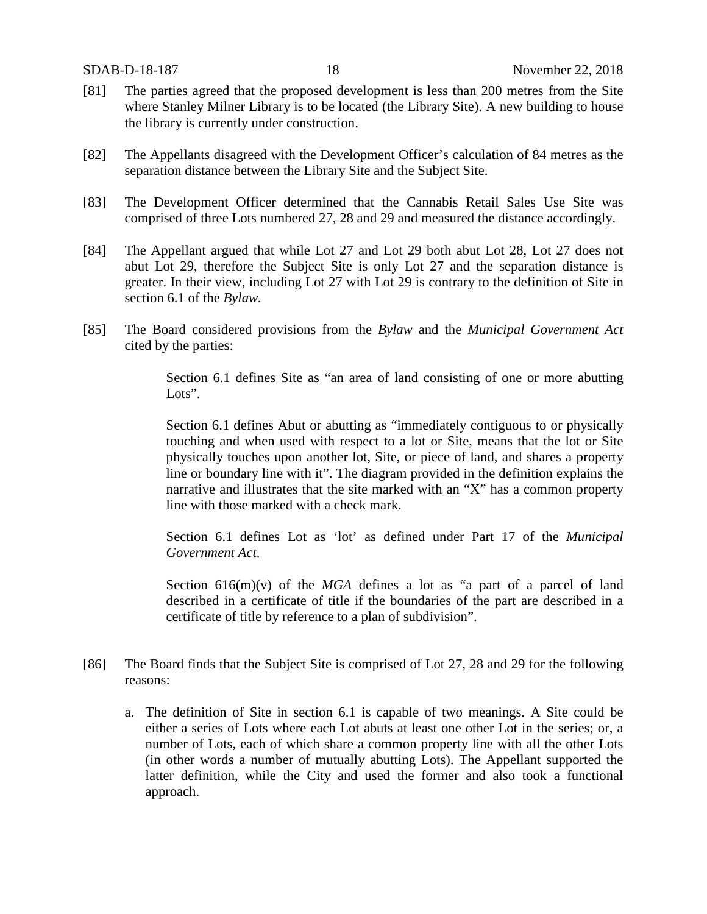[81] The parties agreed that the proposed development is less than 200 metres from the Site where Stanley Milner Library is to be located (the Library Site). A new building to house the library is currently under construction.

[82] The Appellants disagreed with the Development Officer's calculation of 84 metres as the separation distance between the Library Site and the Subject Site.

[83] The Development Officer determined that the Cannabis Retail Sales Use Site was comprised of three Lots numbered 27, 28 and 29 and measured the distance accordingly.

[84] The Appellant argued that while Lot 27 and Lot 29 both abut Lot 28, Lot 27 does not abut Lot 29, therefore the Subject Site is only Lot 27 and the separation distance is greater. In their view, including Lot 27 with Lot 29 is contrary to the definition of Site in section 6.1 of the *Bylaw*.

[85] The Board considered provisions from the *Bylaw* and the *Municipal Government Act* cited by the parties:

> Section 6.1 defines Site as "an area of land consisting of one or more abutting Lots".
>
> Section 6.1 defines Abut or abutting as "immediately contiguous to or physically touching and when used with respect to a lot or Site, means that the lot or Site physically touches upon another lot, Site, or piece of land, and shares a property line or boundary line with it". The diagram provided in the definition explains the narrative and illustrates that the site marked with an "X" has a common property line with those marked with a check mark.
>
> Section 6.1 defines Lot as 'lot' as defined under Part 17 of the *Municipal Government Act*.
>
> Section 616(m)(v) of the *MGA* defines a lot as "a part of a parcel of land described in a certificate of title if the boundaries of the part are described in a certificate of title by reference to a plan of subdivision".

[86] The Board finds that the Subject Site is comprised of Lot 27, 28 and 29 for the following reasons:

a. The definition of Site in section 6.1 is capable of two meanings. A Site could be either a series of Lots where each Lot abuts at least one other Lot in the series; or, a number of Lots, each of which share a common property line with all the other Lots (in other words a number of mutually abutting Lots). The Appellant supported the latter definition, while the City and used the former and also took a functional approach.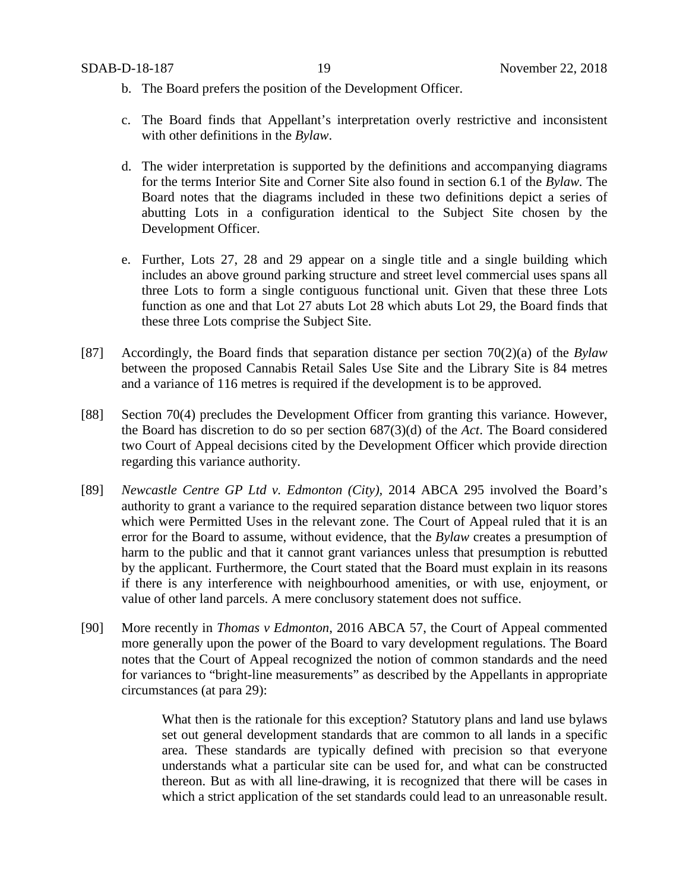b. The Board prefers the position of the Development Officer.

c. The Board finds that Appellant's interpretation overly restrictive and inconsistent with other definitions in the *Bylaw*.

d. The wider interpretation is supported by the definitions and accompanying diagrams for the terms Interior Site and Corner Site also found in section 6.1 of the *Bylaw.* The Board notes that the diagrams included in these two definitions depict a series of abutting Lots in a configuration identical to the Subject Site chosen by the Development Officer.

e. Further, Lots 27, 28 and 29 appear on a single title and a single building which includes an above ground parking structure and street level commercial uses spans all three Lots to form a single contiguous functional unit. Given that these three Lots function as one and that Lot 27 abuts Lot 28 which abuts Lot 29, the Board finds that these three Lots comprise the Subject Site.

[87] Accordingly, the Board finds that separation distance per section 70(2)(a) of the *Bylaw* between the proposed Cannabis Retail Sales Use Site and the Library Site is 84 metres and a variance of 116 metres is required if the development is to be approved.

[88] Section 70(4) precludes the Development Officer from granting this variance. However, the Board has discretion to do so per section 687(3)(d) of the *Act*. The Board considered two Court of Appeal decisions cited by the Development Officer which provide direction regarding this variance authority.

[89] *Newcastle Centre GP Ltd v. Edmonton (City)*, 2014 ABCA 295 involved the Board's authority to grant a variance to the required separation distance between two liquor stores which were Permitted Uses in the relevant zone. The Court of Appeal ruled that it is an error for the Board to assume, without evidence, that the *Bylaw* creates a presumption of harm to the public and that it cannot grant variances unless that presumption is rebutted by the applicant. Furthermore, the Court stated that the Board must explain in its reasons if there is any interference with neighbourhood amenities, or with use, enjoyment, or value of other land parcels. A mere conclusory statement does not suffice.

[90] More recently in *Thomas v Edmonton*, 2016 ABCA 57, the Court of Appeal commented more generally upon the power of the Board to vary development regulations. The Board notes that the Court of Appeal recognized the notion of common standards and the need for variances to "bright-line measurements" as described by the Appellants in appropriate circumstances (at para 29):

> What then is the rationale for this exception? Statutory plans and land use bylaws set out general development standards that are common to all lands in a specific area. These standards are typically defined with precision so that everyone understands what a particular site can be used for, and what can be constructed thereon. But as with all line-drawing, it is recognized that there will be cases in which a strict application of the set standards could lead to an unreasonable result.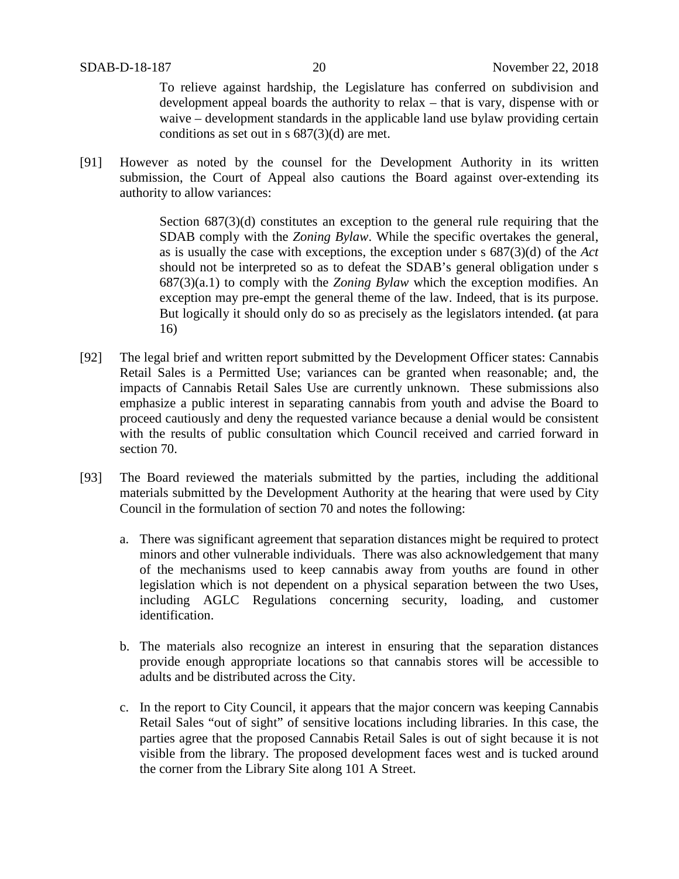> To relieve against hardship, the Legislature has conferred on subdivision and development appeal boards the authority to relax – that is vary, dispense with or waive – development standards in the applicable land use bylaw providing certain conditions as set out in s 687(3)(d) are met.

[91] However as noted by the counsel for the Development Authority in its written submission, the Court of Appeal also cautions the Board against over-extending its authority to allow variances:

> Section 687(3)(d) constitutes an exception to the general rule requiring that the SDAB comply with the *Zoning Bylaw*. While the specific overtakes the general, as is usually the case with exceptions, the exception under s 687(3)(d) of the *Act* should not be interpreted so as to defeat the SDAB's general obligation under s 687(3)(a.1) to comply with the *Zoning Bylaw* which the exception modifies. An exception may pre-empt the general theme of the law. Indeed, that is its purpose. But logically it should only do so as precisely as the legislators intended. **(**at para 16)

[92] The legal brief and written report submitted by the Development Officer states: Cannabis Retail Sales is a Permitted Use; variances can be granted when reasonable; and, the impacts of Cannabis Retail Sales Use are currently unknown. These submissions also emphasize a public interest in separating cannabis from youth and advise the Board to proceed cautiously and deny the requested variance because a denial would be consistent with the results of public consultation which Council received and carried forward in section 70.

[93] The Board reviewed the materials submitted by the parties, including the additional materials submitted by the Development Authority at the hearing that were used by City Council in the formulation of section 70 and notes the following:

a. There was significant agreement that separation distances might be required to protect minors and other vulnerable individuals. There was also acknowledgement that many of the mechanisms used to keep cannabis away from youths are found in other legislation which is not dependent on a physical separation between the two Uses, including AGLC Regulations concerning security, loading, and customer identification.

b. The materials also recognize an interest in ensuring that the separation distances provide enough appropriate locations so that cannabis stores will be accessible to adults and be distributed across the City.

c. In the report to City Council, it appears that the major concern was keeping Cannabis Retail Sales "out of sight" of sensitive locations including libraries. In this case, the parties agree that the proposed Cannabis Retail Sales is out of sight because it is not visible from the library. The proposed development faces west and is tucked around the corner from the Library Site along 101 A Street.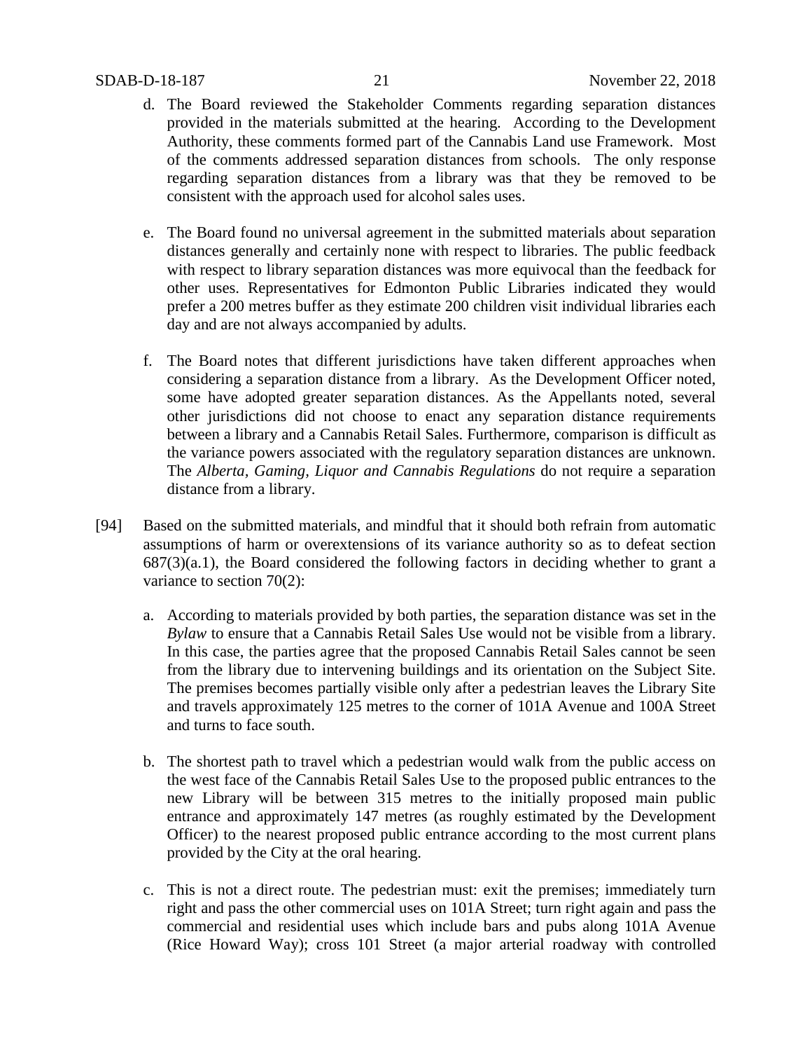d. The Board reviewed the Stakeholder Comments regarding separation distances provided in the materials submitted at the hearing. According to the Development Authority, these comments formed part of the Cannabis Land use Framework. Most of the comments addressed separation distances from schools. The only response regarding separation distances from a library was that they be removed to be consistent with the approach used for alcohol sales uses.

e. The Board found no universal agreement in the submitted materials about separation distances generally and certainly none with respect to libraries. The public feedback with respect to library separation distances was more equivocal than the feedback for other uses. Representatives for Edmonton Public Libraries indicated they would prefer a 200 metres buffer as they estimate 200 children visit individual libraries each day and are not always accompanied by adults.

f. The Board notes that different jurisdictions have taken different approaches when considering a separation distance from a library. As the Development Officer noted, some have adopted greater separation distances. As the Appellants noted, several other jurisdictions did not choose to enact any separation distance requirements between a library and a Cannabis Retail Sales. Furthermore, comparison is difficult as the variance powers associated with the regulatory separation distances are unknown. The *Alberta, Gaming, Liquor and Cannabis Regulations* do not require a separation distance from a library.

[94] Based on the submitted materials, and mindful that it should both refrain from automatic assumptions of harm or overextensions of its variance authority so as to defeat section 687(3)(a.1), the Board considered the following factors in deciding whether to grant a variance to section 70(2):

a. According to materials provided by both parties, the separation distance was set in the *Bylaw* to ensure that a Cannabis Retail Sales Use would not be visible from a library. In this case, the parties agree that the proposed Cannabis Retail Sales cannot be seen from the library due to intervening buildings and its orientation on the Subject Site. The premises becomes partially visible only after a pedestrian leaves the Library Site and travels approximately 125 metres to the corner of 101A Avenue and 100A Street and turns to face south.

b. The shortest path to travel which a pedestrian would walk from the public access on the west face of the Cannabis Retail Sales Use to the proposed public entrances to the new Library will be between 315 metres to the initially proposed main public entrance and approximately 147 metres (as roughly estimated by the Development Officer) to the nearest proposed public entrance according to the most current plans provided by the City at the oral hearing.

c. This is not a direct route. The pedestrian must: exit the premises; immediately turn right and pass the other commercial uses on 101A Street; turn right again and pass the commercial and residential uses which include bars and pubs along 101A Avenue (Rice Howard Way); cross 101 Street (a major arterial roadway with controlled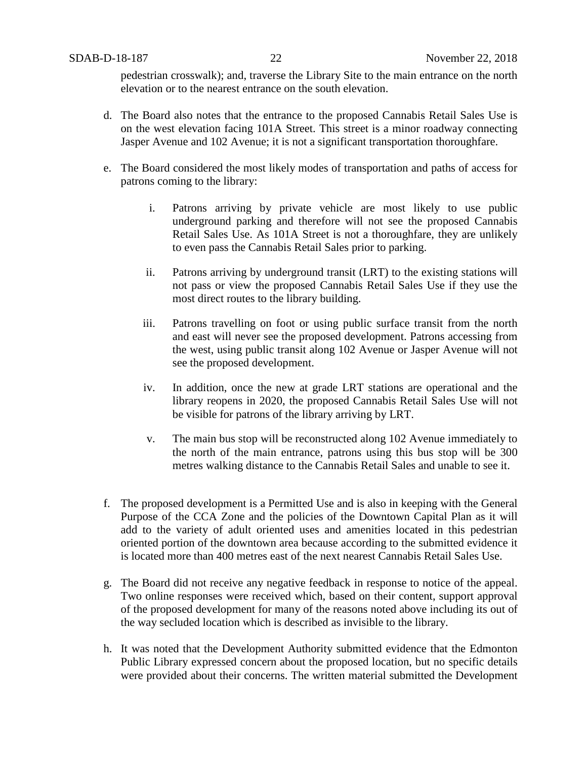pedestrian crosswalk); and, traverse the Library Site to the main entrance on the north elevation or to the nearest entrance on the south elevation.

d. The Board also notes that the entrance to the proposed Cannabis Retail Sales Use is on the west elevation facing 101A Street. This street is a minor roadway connecting Jasper Avenue and 102 Avenue; it is not a significant transportation thoroughfare.

e. The Board considered the most likely modes of transportation and paths of access for patrons coming to the library:

   i. Patrons arriving by private vehicle are most likely to use public underground parking and therefore will not see the proposed Cannabis Retail Sales Use. As 101A Street is not a thoroughfare, they are unlikely to even pass the Cannabis Retail Sales prior to parking.

   ii. Patrons arriving by underground transit (LRT) to the existing stations will not pass or view the proposed Cannabis Retail Sales Use if they use the most direct routes to the library building.

   iii. Patrons travelling on foot or using public surface transit from the north and east will never see the proposed development. Patrons accessing from the west, using public transit along 102 Avenue or Jasper Avenue will not see the proposed development.

   iv. In addition, once the new at grade LRT stations are operational and the library reopens in 2020, the proposed Cannabis Retail Sales Use will not be visible for patrons of the library arriving by LRT.

   v. The main bus stop will be reconstructed along 102 Avenue immediately to the north of the main entrance, patrons using this bus stop will be 300 metres walking distance to the Cannabis Retail Sales and unable to see it.

f. The proposed development is a Permitted Use and is also in keeping with the General Purpose of the CCA Zone and the policies of the Downtown Capital Plan as it will add to the variety of adult oriented uses and amenities located in this pedestrian oriented portion of the downtown area because according to the submitted evidence it is located more than 400 metres east of the next nearest Cannabis Retail Sales Use.

g. The Board did not receive any negative feedback in response to notice of the appeal. Two online responses were received which, based on their content, support approval of the proposed development for many of the reasons noted above including its out of the way secluded location which is described as invisible to the library.

h. It was noted that the Development Authority submitted evidence that the Edmonton Public Library expressed concern about the proposed location, but no specific details were provided about their concerns. The written material submitted the Development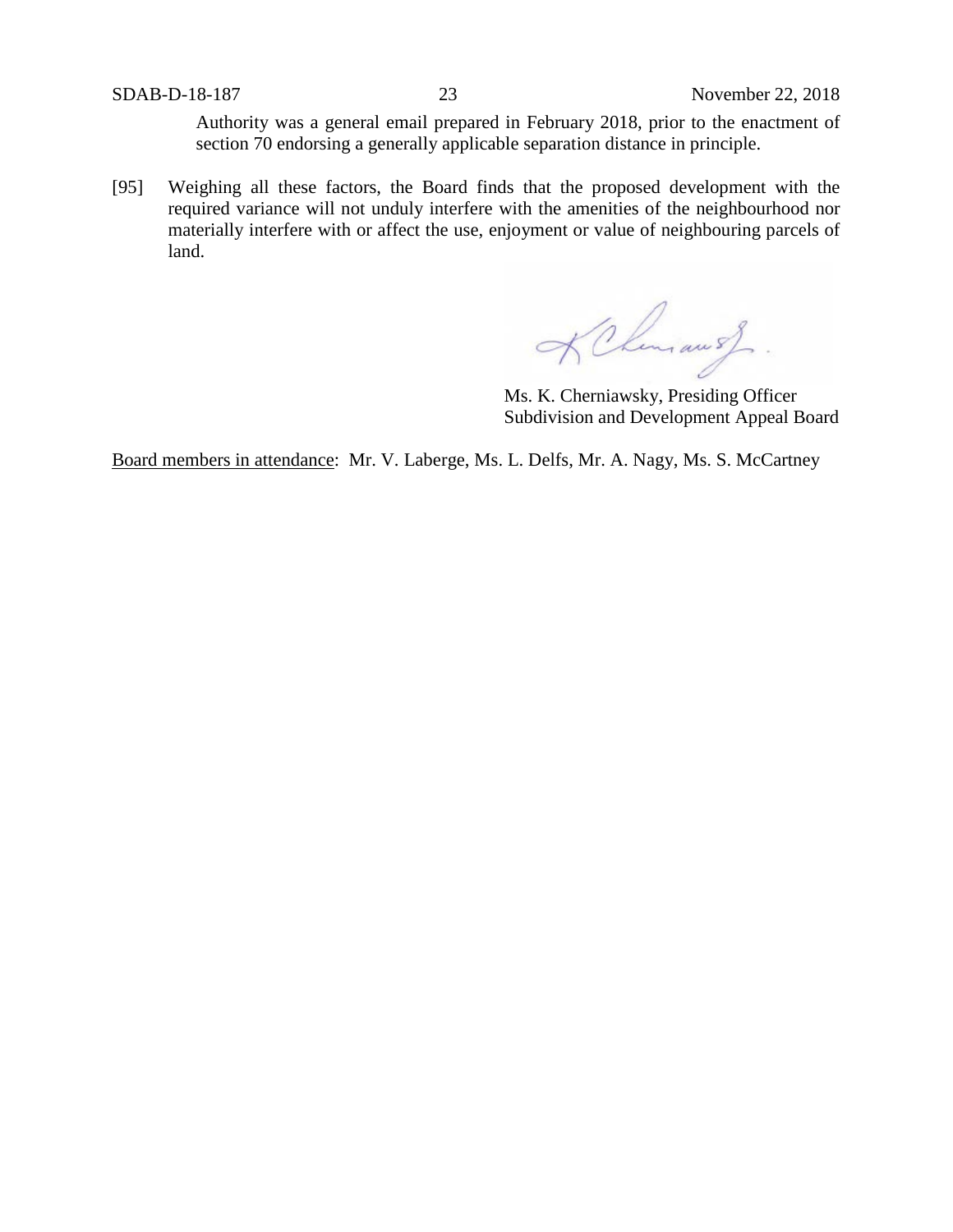Authority was a general email prepared in February 2018, prior to the enactment of section 70 endorsing a generally applicable separation distance in principle.

[95] Weighing all these factors, the Board finds that the proposed development with the required variance will not unduly interfere with the amenities of the neighbourhood nor materially interfere with or affect the use, enjoyment or value of neighbouring parcels of land.

Ms. K. Cherniawsky, Presiding Officer
Subdivision and Development Appeal Board

Board members in attendance: Mr. V. Laberge, Ms. L. Delfs, Mr. A. Nagy, Ms. S. McCartney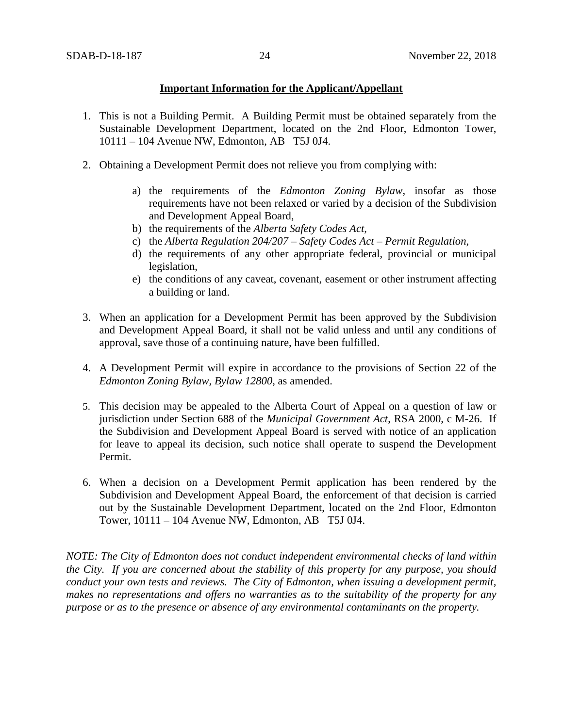**Important Information for the Applicant/Appellant**

1. This is not a Building Permit. A Building Permit must be obtained separately from the Sustainable Development Department, located on the 2nd Floor, Edmonton Tower, 10111 – 104 Avenue NW, Edmonton, AB T5J 0J4.

2. Obtaining a Development Permit does not relieve you from complying with:

    a) the requirements of the *Edmonton Zoning Bylaw*, insofar as those requirements have not been relaxed or varied by a decision of the Subdivision and Development Appeal Board,
    b) the requirements of the *Alberta Safety Codes Act*,
    c) the *Alberta Regulation 204/207 – Safety Codes Act – Permit Regulation*,
    d) the requirements of any other appropriate federal, provincial or municipal legislation,
    e) the conditions of any caveat, covenant, easement or other instrument affecting a building or land.

3. When an application for a Development Permit has been approved by the Subdivision and Development Appeal Board, it shall not be valid unless and until any conditions of approval, save those of a continuing nature, have been fulfilled.

4. A Development Permit will expire in accordance to the provisions of Section 22 of the *Edmonton Zoning Bylaw, Bylaw 12800*, as amended.

5. This decision may be appealed to the Alberta Court of Appeal on a question of law or jurisdiction under Section 688 of the *Municipal Government Act*, RSA 2000, c M-26. If the Subdivision and Development Appeal Board is served with notice of an application for leave to appeal its decision, such notice shall operate to suspend the Development Permit.

6. When a decision on a Development Permit application has been rendered by the Subdivision and Development Appeal Board, the enforcement of that decision is carried out by the Sustainable Development Department, located on the 2nd Floor, Edmonton Tower, 10111 – 104 Avenue NW, Edmonton, AB T5J 0J4.

*NOTE: The City of Edmonton does not conduct independent environmental checks of land within the City. If you are concerned about the stability of this property for any purpose, you should conduct your own tests and reviews. The City of Edmonton, when issuing a development permit, makes no representations and offers no warranties as to the suitability of the property for any purpose or as to the presence or absence of any environmental contaminants on the property.*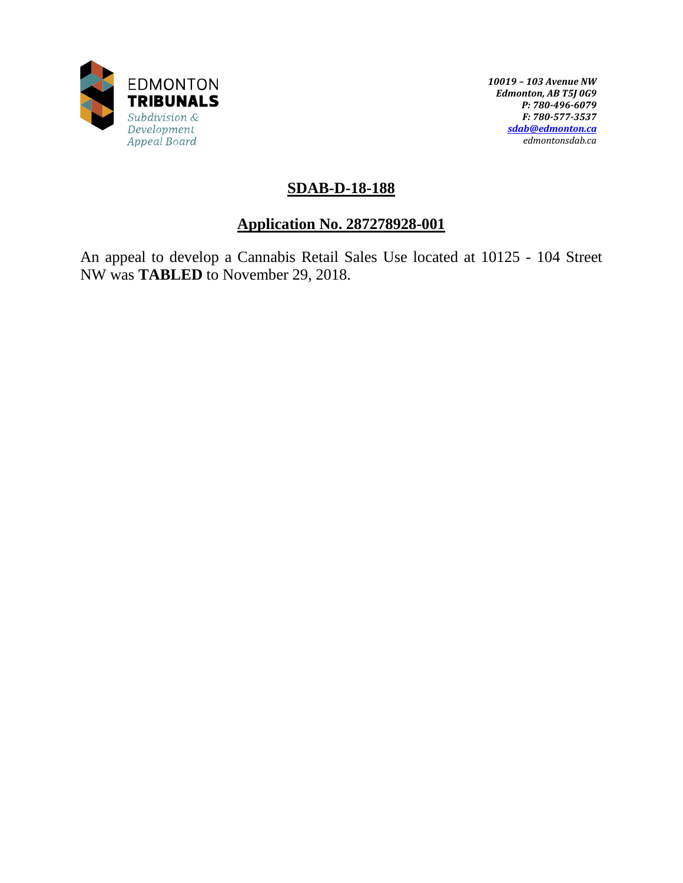EDMONTON
**TRIBUNALS**
*Subdivision & Development Appeal Board*

*10019 – 103 Avenue NW*
*Edmonton, AB T5J 0G9*
*P: 780-496-6079*
*F: 780-577-3537*
*sdab@edmonton.ca*
*edmontonsdab.ca*

## SDAB-D-18-188

## Application No. 287278928-001

An appeal to develop a Cannabis Retail Sales Use located at 10125 - 104 Street NW was **TABLED** to November 29, 2018.